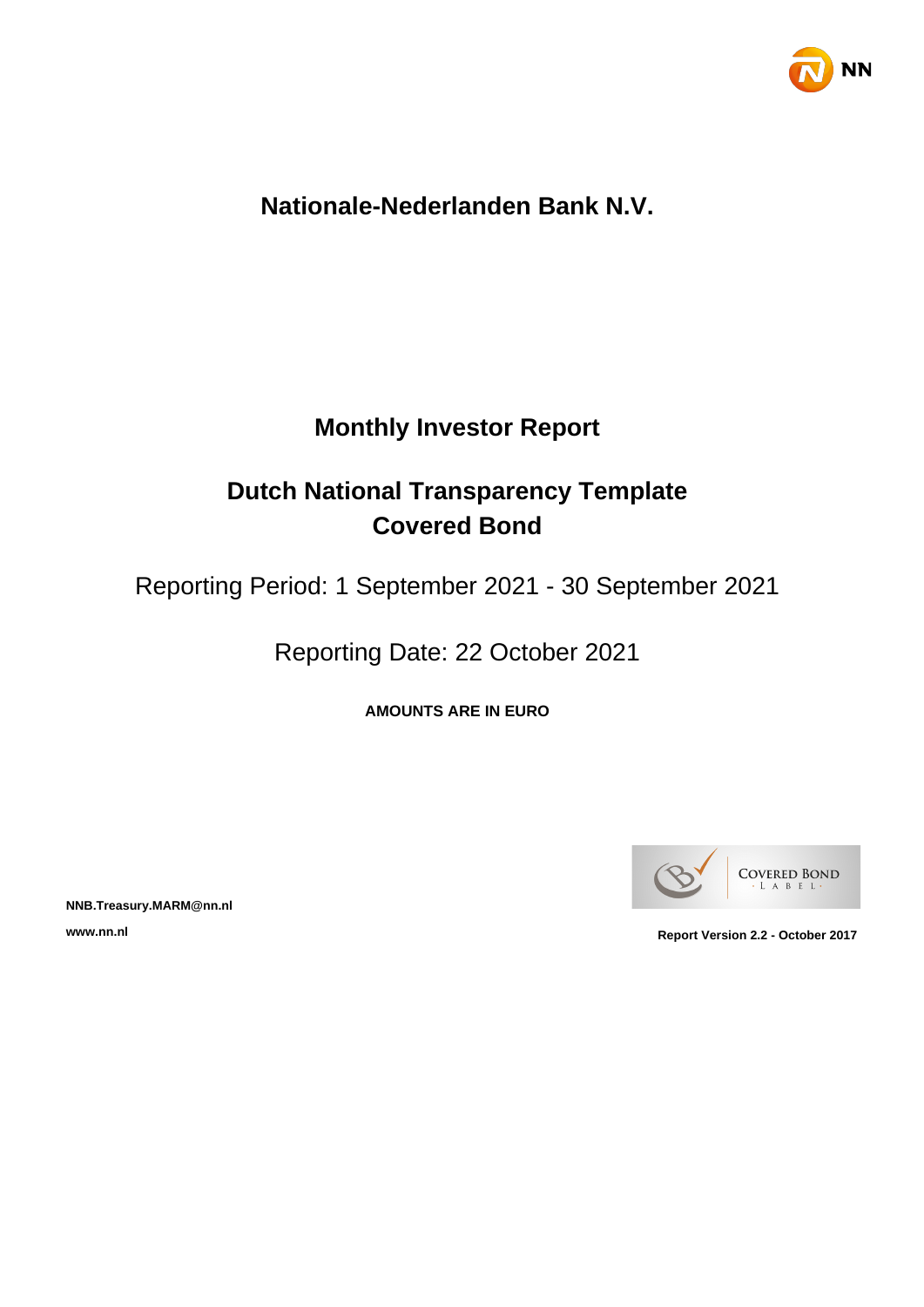# Nationale-Nederlanden Bank N.V.

## Monthly Investor Report

## Dutch National Transparency Template
## Covered Bond

Reporting Period: 1 September 2021 - 30 September 2021

Reporting Date: 22 October 2021

**AMOUNTS ARE IN EURO**

**NNB.Treasury.MARM@nn.nl**

**www.nn.nl**

**Report Version 2.2 - October 2017**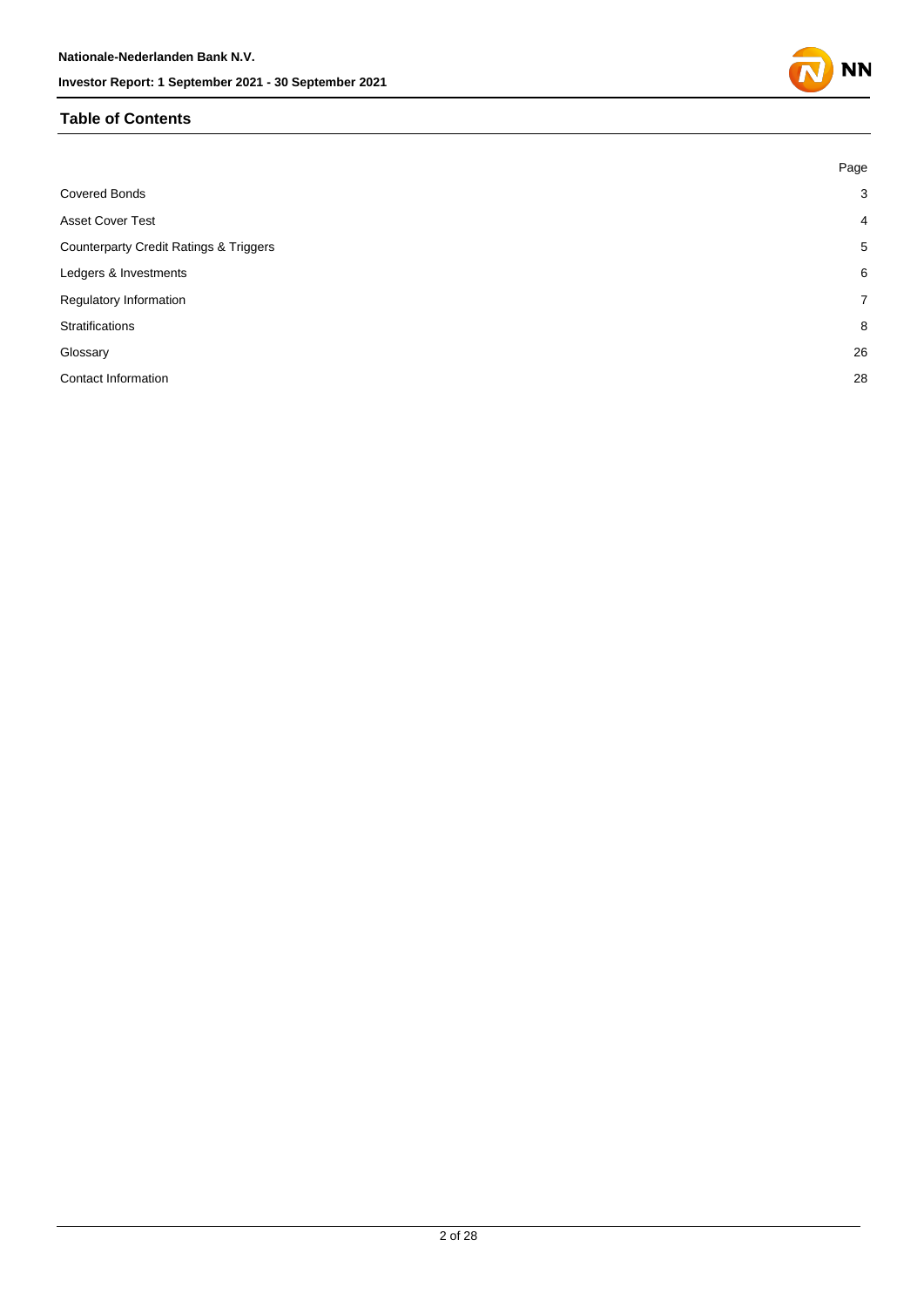## Table of Contents

| | Page |
|---|---|
| Covered Bonds | 3 |
| Asset Cover Test | 4 |
| Counterparty Credit Ratings & Triggers | 5 |
| Ledgers & Investments | 6 |
| Regulatory Information | 7 |
| Stratifications | 8 |
| Glossary | 26 |
| Contact Information | 28 |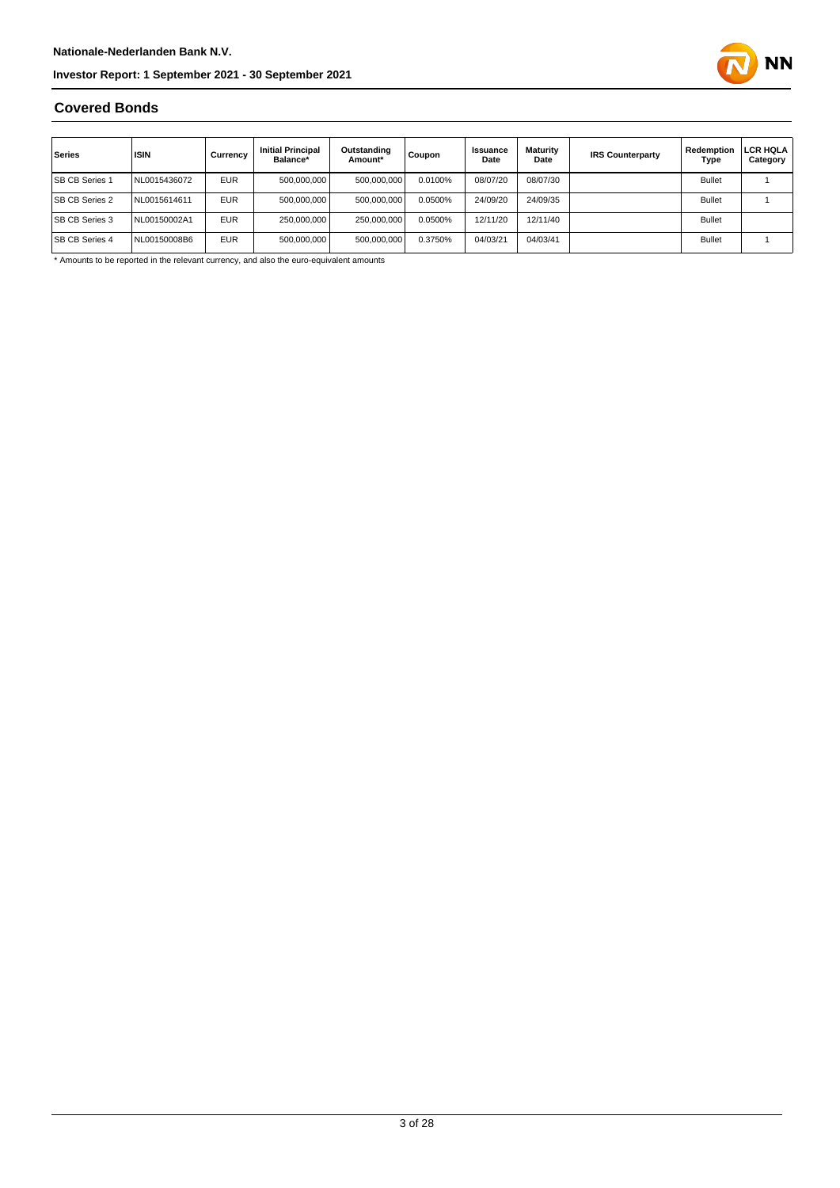## Covered Bonds

| Series | ISIN | Currency | Initial Principal Balance* | Outstanding Amount* | Coupon | Issuance Date | Maturity Date | IRS Counterparty | Redemption Type | LCR HQLA Category |
|---|---|---|---|---|---|---|---|---|---|---|
| SB CB Series 1 | NL0015436072 | EUR | 500,000,000 | 500,000,000 | 0.0100% | 08/07/20 | 08/07/30 | | Bullet | 1 |
| SB CB Series 2 | NL0015614611 | EUR | 500,000,000 | 500,000,000 | 0.0500% | 24/09/20 | 24/09/35 | | Bullet | 1 |
| SB CB Series 3 | NL00150002A1 | EUR | 250,000,000 | 250,000,000 | 0.0500% | 12/11/20 | 12/11/40 | | Bullet | |
| SB CB Series 4 | NL00150008B6 | EUR | 500,000,000 | 500,000,000 | 0.3750% | 04/03/21 | 04/03/41 | | Bullet | 1 |

* Amounts to be reported in the relevant currency, and also the euro-equivalent amounts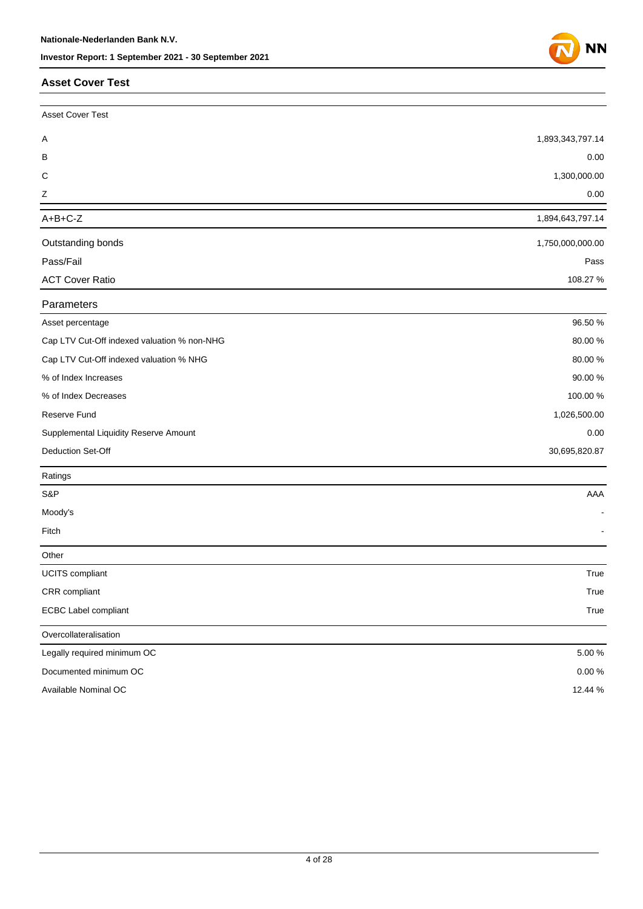## Asset Cover Test

| Asset Cover Test | |
|---|---|
| A | 1,893,343,797.14 |
| B | 0.00 |
| C | 1,300,000.00 |
| Z | 0.00 |
| A+B+C-Z | 1,894,643,797.14 |
| Outstanding bonds | 1,750,000,000.00 |
| Pass/Fail | Pass |
| ACT Cover Ratio | 108.27 % |

| Parameters | |
|---|---|
| Asset percentage | 96.50 % |
| Cap LTV Cut-Off indexed valuation % non-NHG | 80.00 % |
| Cap LTV Cut-Off indexed valuation % NHG | 80.00 % |
| % of Index Increases | 90.00 % |
| % of Index Decreases | 100.00 % |
| Reserve Fund | 1,026,500.00 |
| Supplemental Liquidity Reserve Amount | 0.00 |
| Deduction Set-Off | 30,695,820.87 |

| Ratings | |
|---|---|
| S&P | AAA |
| Moody's | - |
| Fitch | - |

| Other | |
|---|---|
| UCITS compliant | True |
| CRR compliant | True |
| ECBC Label compliant | True |

| Overcollateralisation | |
|---|---|
| Legally required minimum OC | 5.00 % |
| Documented minimum OC | 0.00 % |
| Available Nominal OC | 12.44 % |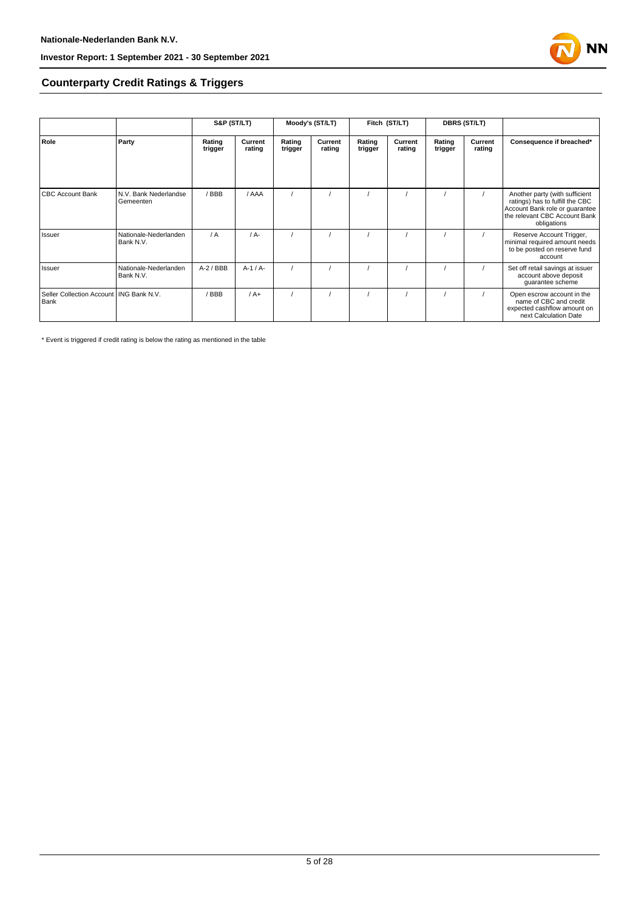## Counterparty Credit Ratings & Triggers

| | | S&P (ST/LT) | | Moody's (ST/LT) | | Fitch (ST/LT) | | DBRS (ST/LT) | | |
|---|---|---|---|---|---|---|---|---|---|---|
| **Role** | **Party** | **Rating trigger** | **Current rating** | **Rating trigger** | **Current rating** | **Rating trigger** | **Current rating** | **Rating trigger** | **Current rating** | **Consequence if breached*** |
| CBC Account Bank | N.V. Bank Nederlandse Gemeenten | / BBB | / AAA | / | / | / | / | / | / | Another party (with sufficient ratings) has to fulfill the CBC Account Bank role or guarantee the relevant CBC Account Bank obligations |
| Issuer | Nationale-Nederlanden Bank N.V. | / A | / A- | / | / | / | / | / | / | Reserve Account Trigger, minimal required amount needs to be posted on reserve fund account |
| Issuer | Nationale-Nederlanden Bank N.V. | A-2 / BBB | A-1 / A- | / | / | / | / | / | / | Set off retail savings at issuer account above deposit guarantee scheme |
| Seller Collection Account Bank | ING Bank N.V. | / BBB | / A+ | / | / | / | / | / | / | Open escrow account in the name of CBC and credit expected cashflow amount on next Calculation Date |

* Event is triggered if credit rating is below the rating as mentioned in the table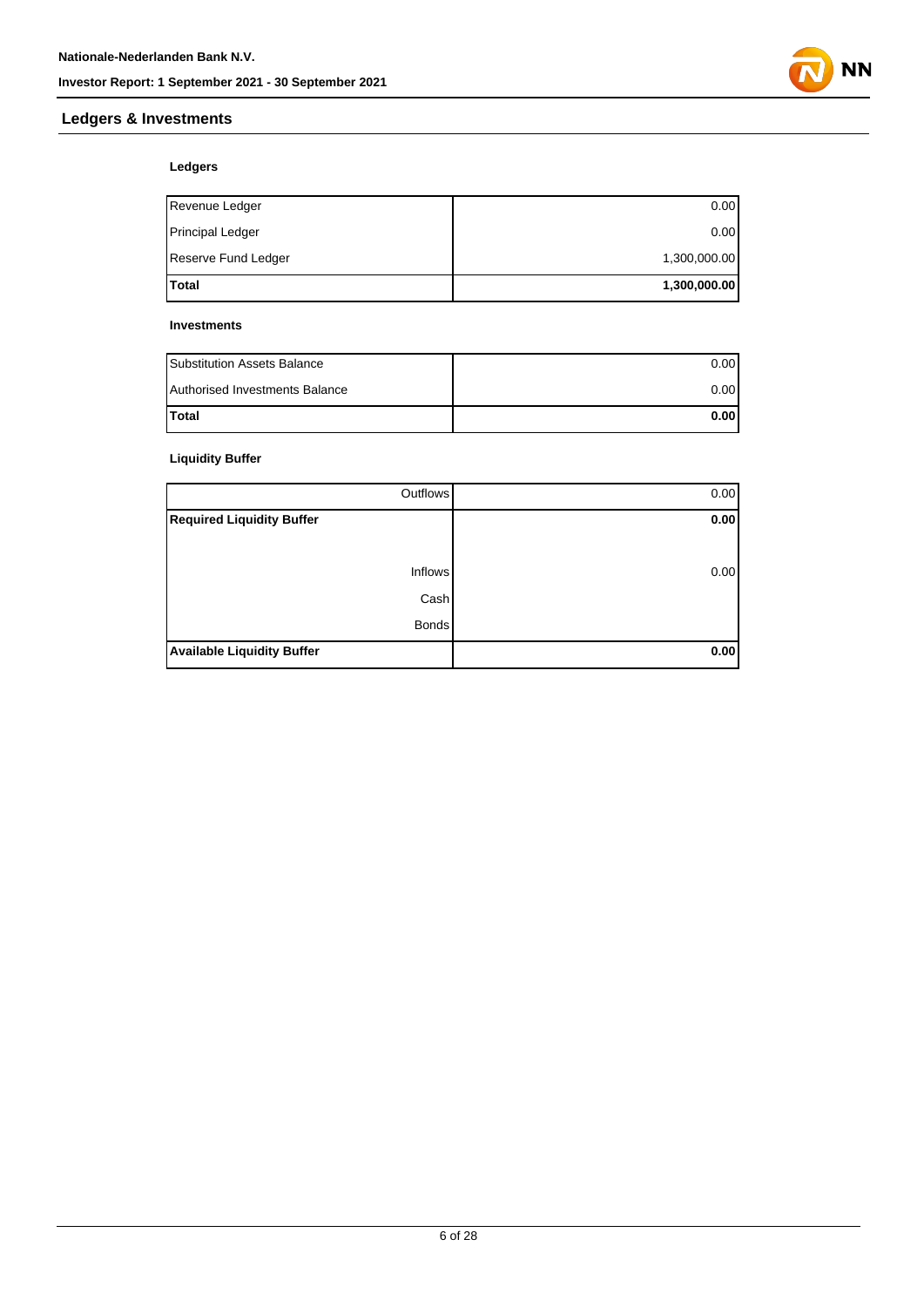## Ledgers & Investments

### Ledgers

| | |
|---|---|
| Revenue Ledger | 0.00 |
| Principal Ledger | 0.00 |
| Reserve Fund Ledger | 1,300,000.00 |
| **Total** | **1,300,000.00** |

### Investments

| | |
|---|---|
| Substitution Assets Balance | 0.00 |
| Authorised Investments Balance | 0.00 |
| **Total** | **0.00** |

### Liquidity Buffer

| | |
|---|---|
| Outflows | 0.00 |
| **Required Liquidity Buffer** | **0.00** |
| | |
| Inflows | 0.00 |
| Cash | |
| Bonds | |
| **Available Liquidity Buffer** | **0.00** |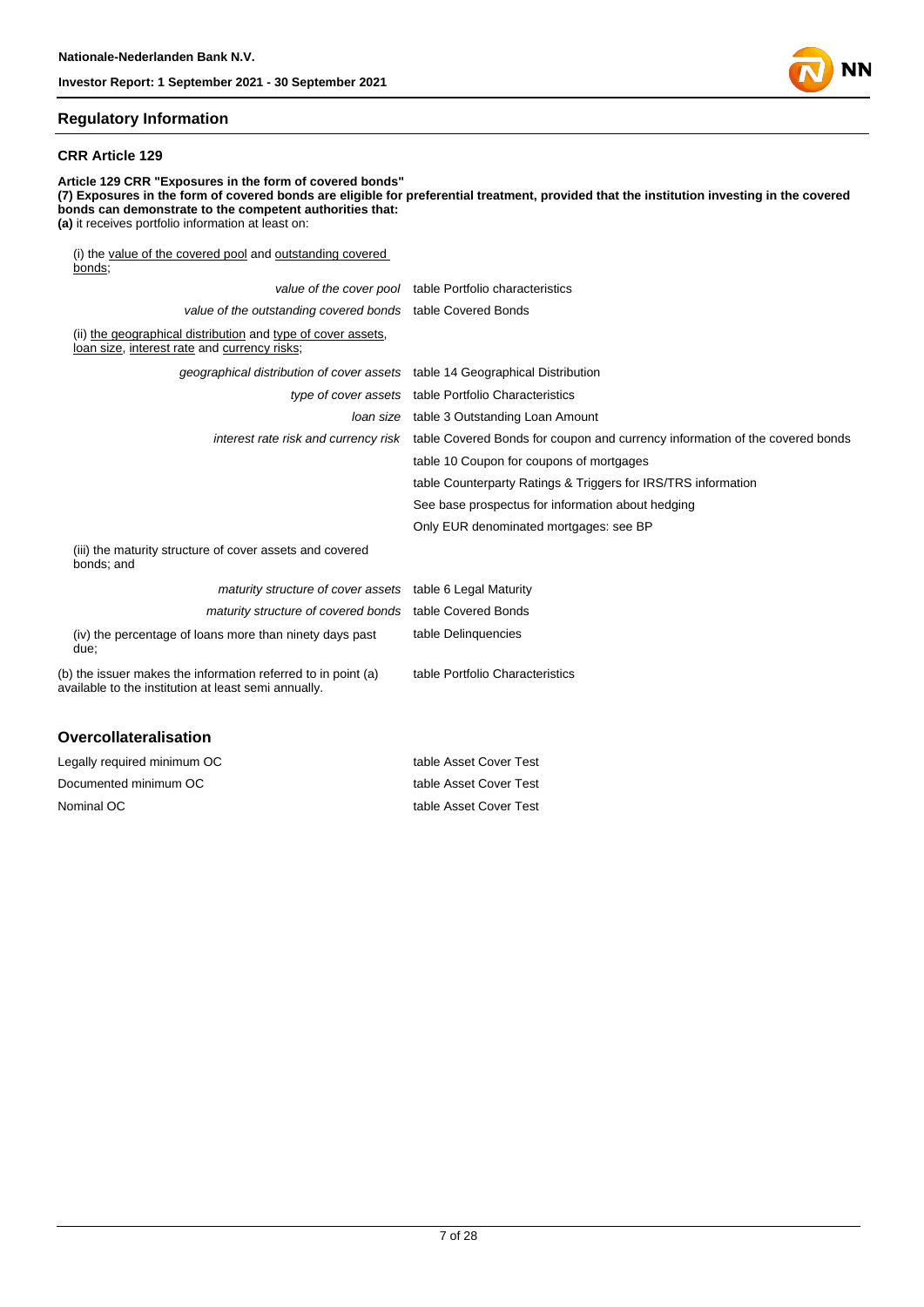## Regulatory Information

### CRR Article 129

**Article 129 CRR "Exposures in the form of covered bonds"**
**(7) Exposures in the form of covered bonds are eligible for preferential treatment, provided that the institution investing in the covered bonds can demonstrate to the competent authorities that:**
**(a)** it receives portfolio information at least on:

(i) the value of the covered pool and outstanding covered bonds;

| | |
|---|---|
| *value of the cover pool* | table Portfolio characteristics |
| *value of the outstanding covered bonds* | table Covered Bonds |

(ii) the geographical distribution and type of cover assets, loan size, interest rate and currency risks;

| | |
|---|---|
| *geographical distribution of cover assets* | table 14 Geographical Distribution |
| *type of cover assets* | table Portfolio Characteristics |
| *loan size* | table 3 Outstanding Loan Amount |
| *interest rate risk and currency risk* | table Covered Bonds for coupon and currency information of the covered bonds |
| | table 10 Coupon for coupons of mortgages |
| | table Counterparty Ratings & Triggers for IRS/TRS information |
| | See base prospectus for information about hedging |
| | Only EUR denominated mortgages: see BP |

(iii) the maturity structure of cover assets and covered bonds; and

| | |
|---|---|
| *maturity structure of cover assets* | table 6 Legal Maturity |
| *maturity structure of covered bonds* | table Covered Bonds |
| (iv) the percentage of loans more than ninety days past due; | table Delinquencies |
| (b) the issuer makes the information referred to in point (a) available to the institution at least semi annually. | table Portfolio Characteristics |

## Overcollateralisation

| | |
|---|---|
| Legally required minimum OC | table Asset Cover Test |
| Documented minimum OC | table Asset Cover Test |
| Nominal OC | table Asset Cover Test |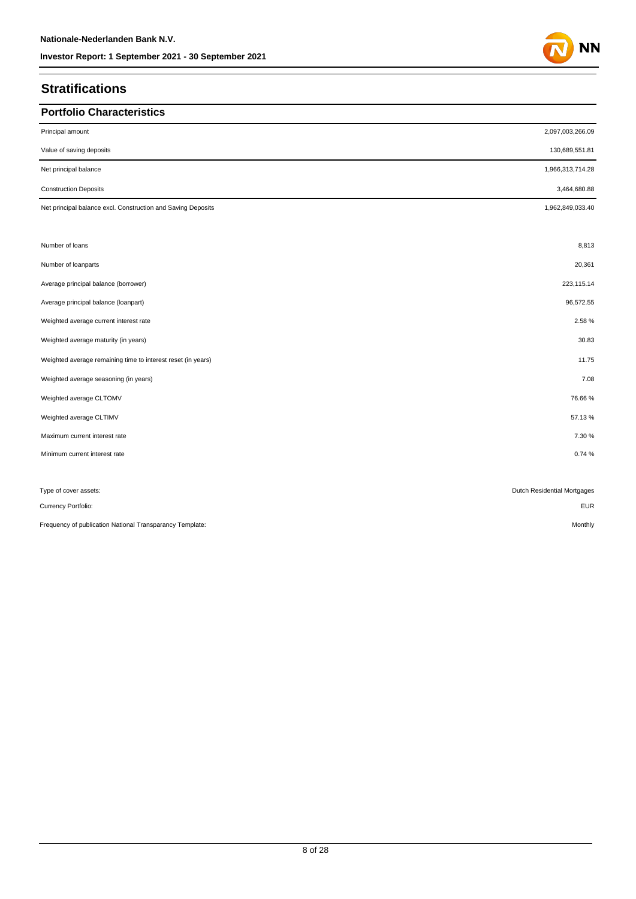## Stratifications

### Portfolio Characteristics

| | |
|---|---|
| Principal amount | 2,097,003,266.09 |
| Value of saving deposits | 130,689,551.81 |
| Net principal balance | 1,966,313,714.28 |
| Construction Deposits | 3,464,680.88 |
| Net principal balance excl. Construction and Saving Deposits | 1,962,849,033.40 |
| | |
| Number of loans | 8,813 |
| Number of loanparts | 20,361 |
| Average principal balance (borrower) | 223,115.14 |
| Average principal balance (loanpart) | 96,572.55 |
| Weighted average current interest rate | 2.58 % |
| Weighted average maturity (in years) | 30.83 |
| Weighted average remaining time to interest reset (in years) | 11.75 |
| Weighted average seasoning (in years) | 7.08 |
| Weighted average CLTOMV | 76.66 % |
| Weighted average CLTIMV | 57.13 % |
| Maximum current interest rate | 7.30 % |
| Minimum current interest rate | 0.74 % |
| | |
| Type of cover assets: | Dutch Residential Mortgages |
| Currency Portfolio: | EUR |
| Frequency of publication National Transparancy Template: | Monthly |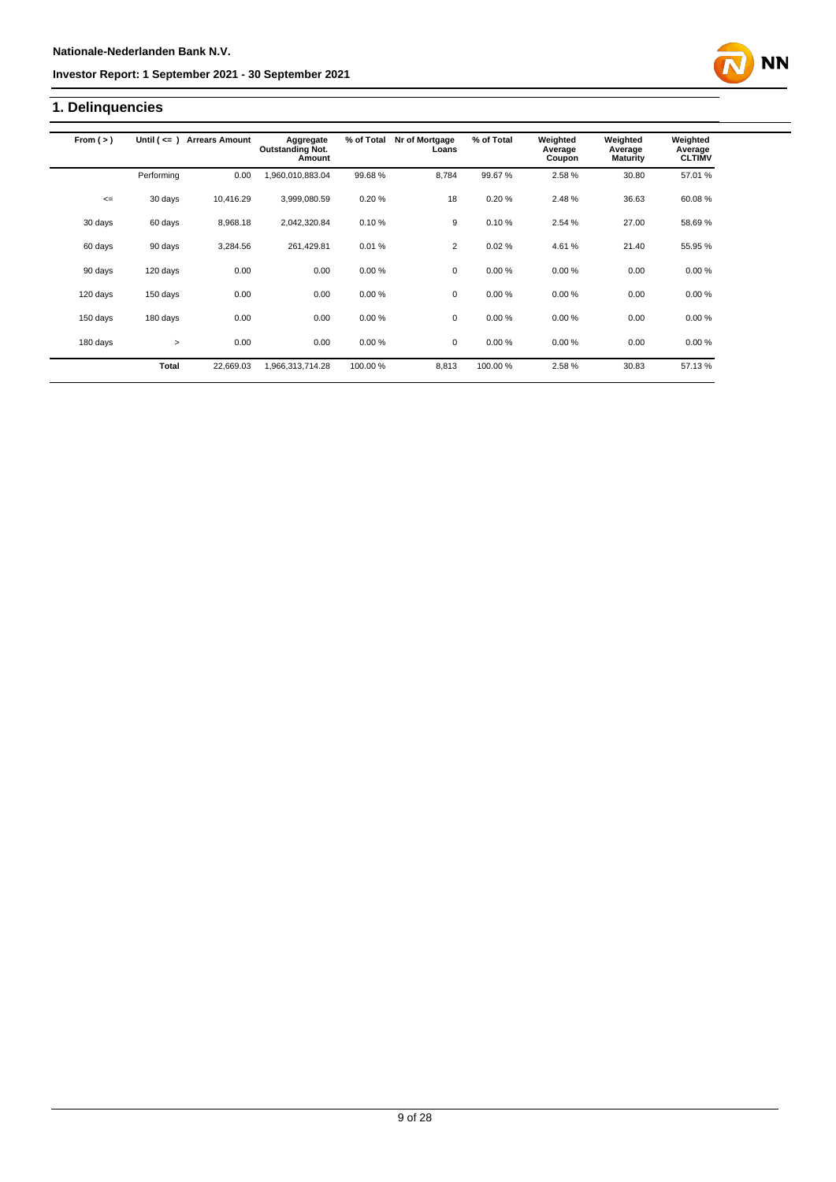## 1. Delinquencies

| From ( > ) | Until ( <= ) | Arrears Amount | Aggregate Outstanding Not. Amount | % of Total | Nr of Mortgage Loans | % of Total | Weighted Average Coupon | Weighted Average Maturity | Weighted Average CLTIMV |
|---|---|---|---|---|---|---|---|---|---|
| | Performing | 0.00 | 1,960,010,883.04 | 99.68 % | 8,784 | 99.67 % | 2.58 % | 30.80 | 57.01 % |
| <= | 30 days | 10,416.29 | 3,999,080.59 | 0.20 % | 18 | 0.20 % | 2.48 % | 36.63 | 60.08 % |
| 30 days | 60 days | 8,968.18 | 2,042,320.84 | 0.10 % | 9 | 0.10 % | 2.54 % | 27.00 | 58.69 % |
| 60 days | 90 days | 3,284.56 | 261,429.81 | 0.01 % | 2 | 0.02 % | 4.61 % | 21.40 | 55.95 % |
| 90 days | 120 days | 0.00 | 0.00 | 0.00 % | 0 | 0.00 % | 0.00 % | 0.00 | 0.00 % |
| 120 days | 150 days | 0.00 | 0.00 | 0.00 % | 0 | 0.00 % | 0.00 % | 0.00 | 0.00 % |
| 150 days | 180 days | 0.00 | 0.00 | 0.00 % | 0 | 0.00 % | 0.00 % | 0.00 | 0.00 % |
| 180 days | > | 0.00 | 0.00 | 0.00 % | 0 | 0.00 % | 0.00 % | 0.00 | 0.00 % |
| | **Total** | 22,669.03 | 1,966,313,714.28 | 100.00 % | 8,813 | 100.00 % | 2.58 % | 30.83 | 57.13 % |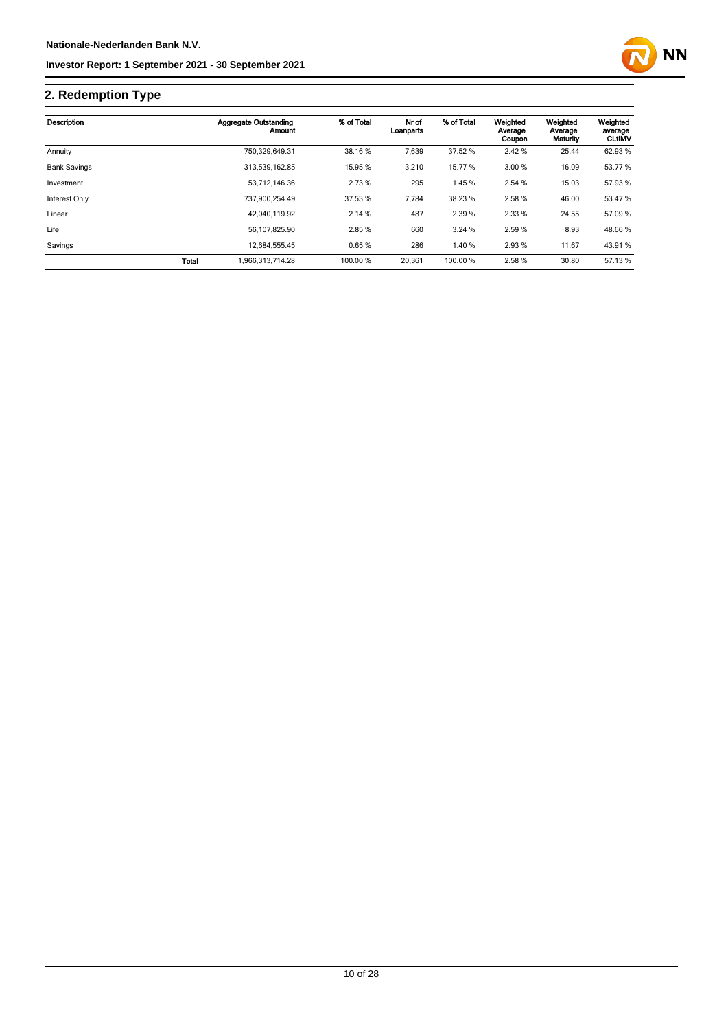## 2. Redemption Type

| Description | | Aggregate Outstanding Amount | % of Total | Nr of Loanparts | % of Total | Weighted Average Coupon | Weighted Average Maturity | Weighted average CLtIMV |
|---|---|---|---|---|---|---|---|---|
| Annuity | | 750,329,649.31 | 38.16 % | 7,639 | 37.52 % | 2.42 % | 25.44 | 62.93 % |
| Bank Savings | | 313,539,162.85 | 15.95 % | 3,210 | 15.77 % | 3.00 % | 16.09 | 53.77 % |
| Investment | | 53,712,146.36 | 2.73 % | 295 | 1.45 % | 2.54 % | 15.03 | 57.93 % |
| Interest Only | | 737,900,254.49 | 37.53 % | 7,784 | 38.23 % | 2.58 % | 46.00 | 53.47 % |
| Linear | | 42,040,119.92 | 2.14 % | 487 | 2.39 % | 2.33 % | 24.55 | 57.09 % |
| Life | | 56,107,825.90 | 2.85 % | 660 | 3.24 % | 2.59 % | 8.93 | 48.66 % |
| Savings | | 12,684,555.45 | 0.65 % | 286 | 1.40 % | 2.93 % | 11.67 | 43.91 % |
| | **Total** | 1,966,313,714.28 | 100.00 % | 20,361 | 100.00 % | 2.58 % | 30.80 | 57.13 % |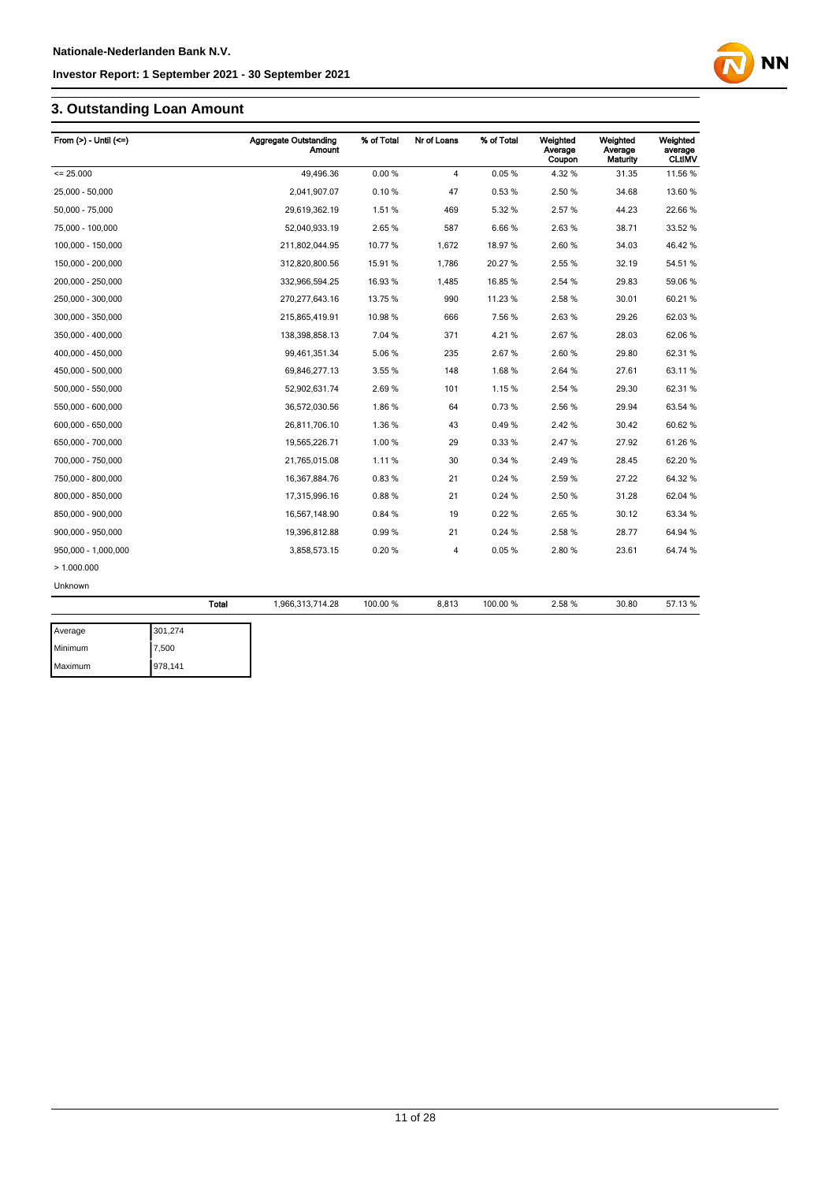## 3. Outstanding Loan Amount

| From (>) - Until (<=) | Aggregate Outstanding Amount | % of Total | Nr of Loans | % of Total | Weighted Average Coupon | Weighted Average Maturity | Weighted average CLtIMV |
|---|---|---|---|---|---|---|---|
| <= 25.000 | 49,496.36 | 0.00 % | 4 | 0.05 % | 4.32 % | 31.35 | 11.56 % |
| 25,000 - 50,000 | 2,041,907.07 | 0.10 % | 47 | 0.53 % | 2.50 % | 34.68 | 13.60 % |
| 50,000 - 75,000 | 29,619,362.19 | 1.51 % | 469 | 5.32 % | 2.57 % | 44.23 | 22.66 % |
| 75,000 - 100,000 | 52,040,933.19 | 2.65 % | 587 | 6.66 % | 2.63 % | 38.71 | 33.52 % |
| 100,000 - 150,000 | 211,802,044.95 | 10.77 % | 1,672 | 18.97 % | 2.60 % | 34.03 | 46.42 % |
| 150,000 - 200,000 | 312,820,800.56 | 15.91 % | 1,786 | 20.27 % | 2.55 % | 32.19 | 54.51 % |
| 200,000 - 250,000 | 332,966,594.25 | 16.93 % | 1,485 | 16.85 % | 2.54 % | 29.83 | 59.06 % |
| 250,000 - 300,000 | 270,277,643.16 | 13.75 % | 990 | 11.23 % | 2.58 % | 30.01 | 60.21 % |
| 300,000 - 350,000 | 215,865,419.91 | 10.98 % | 666 | 7.56 % | 2.63 % | 29.26 | 62.03 % |
| 350,000 - 400,000 | 138,398,858.13 | 7.04 % | 371 | 4.21 % | 2.67 % | 28.03 | 62.06 % |
| 400,000 - 450,000 | 99,461,351.34 | 5.06 % | 235 | 2.67 % | 2.60 % | 29.80 | 62.31 % |
| 450,000 - 500,000 | 69,846,277.13 | 3.55 % | 148 | 1.68 % | 2.64 % | 27.61 | 63.11 % |
| 500,000 - 550,000 | 52,902,631.74 | 2.69 % | 101 | 1.15 % | 2.54 % | 29.30 | 62.31 % |
| 550,000 - 600,000 | 36,572,030.56 | 1.86 % | 64 | 0.73 % | 2.56 % | 29.94 | 63.54 % |
| 600,000 - 650,000 | 26,811,706.10 | 1.36 % | 43 | 0.49 % | 2.42 % | 30.42 | 60.62 % |
| 650,000 - 700,000 | 19,565,226.71 | 1.00 % | 29 | 0.33 % | 2.47 % | 27.92 | 61.26 % |
| 700,000 - 750,000 | 21,765,015.08 | 1.11 % | 30 | 0.34 % | 2.49 % | 28.45 | 62.20 % |
| 750,000 - 800,000 | 16,367,884.76 | 0.83 % | 21 | 0.24 % | 2.59 % | 27.22 | 64.32 % |
| 800,000 - 850,000 | 17,315,996.16 | 0.88 % | 21 | 0.24 % | 2.50 % | 31.28 | 62.04 % |
| 850,000 - 900,000 | 16,567,148.90 | 0.84 % | 19 | 0.22 % | 2.65 % | 30.12 | 63.34 % |
| 900,000 - 950,000 | 19,396,812.88 | 0.99 % | 21 | 0.24 % | 2.58 % | 28.77 | 64.94 % |
| 950,000 - 1,000,000 | 3,858,573.15 | 0.20 % | 4 | 0.05 % | 2.80 % | 23.61 | 64.74 % |
| > 1.000.000 | | | | | | | |
| Unknown | | | | | | | |
| **Total** | 1,966,313,714.28 | 100.00 % | 8,813 | 100.00 % | 2.58 % | 30.80 | 57.13 % |

| | |
|---|---|
| Average | 301,274 |
| Minimum | 7,500 |
| Maximum | 978,141 |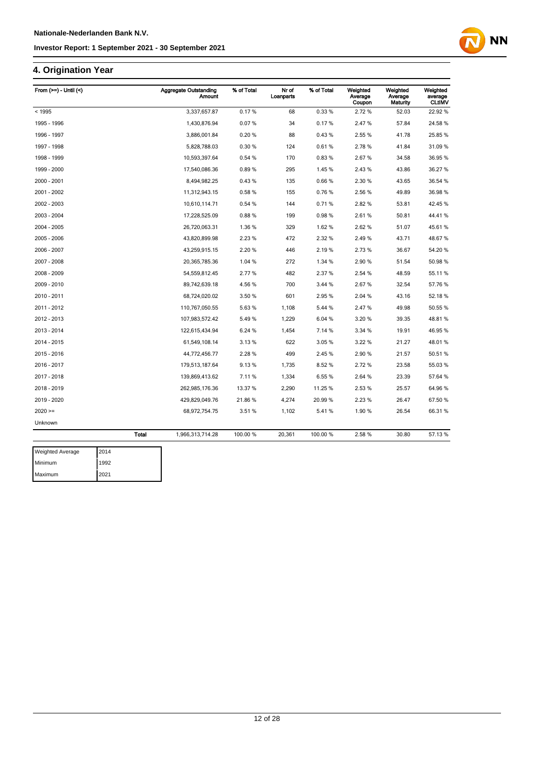## 4. Origination Year

| From (>=) - Until (<) | Aggregate Outstanding Amount | % of Total | Nr of Loanparts | % of Total | Weighted Average Coupon | Weighted Average Maturity | Weighted average CLtIMV |
|---|---|---|---|---|---|---|---|
| < 1995 | 3,337,657.87 | 0.17 % | 68 | 0.33 % | 2.72 % | 52.03 | 22.92 % |
| 1995 - 1996 | 1,430,876.94 | 0.07 % | 34 | 0.17 % | 2.47 % | 57.84 | 24.58 % |
| 1996 - 1997 | 3,886,001.84 | 0.20 % | 88 | 0.43 % | 2.55 % | 41.78 | 25.85 % |
| 1997 - 1998 | 5,828,788.03 | 0.30 % | 124 | 0.61 % | 2.78 % | 41.84 | 31.09 % |
| 1998 - 1999 | 10,593,397.64 | 0.54 % | 170 | 0.83 % | 2.67 % | 34.58 | 36.95 % |
| 1999 - 2000 | 17,540,086.36 | 0.89 % | 295 | 1.45 % | 2.43 % | 43.86 | 36.27 % |
| 2000 - 2001 | 8,494,982.25 | 0.43 % | 135 | 0.66 % | 2.30 % | 43.65 | 36.54 % |
| 2001 - 2002 | 11,312,943.15 | 0.58 % | 155 | 0.76 % | 2.56 % | 49.89 | 36.98 % |
| 2002 - 2003 | 10,610,114.71 | 0.54 % | 144 | 0.71 % | 2.82 % | 53.81 | 42.45 % |
| 2003 - 2004 | 17,228,525.09 | 0.88 % | 199 | 0.98 % | 2.61 % | 50.81 | 44.41 % |
| 2004 - 2005 | 26,720,063.31 | 1.36 % | 329 | 1.62 % | 2.62 % | 51.07 | 45.61 % |
| 2005 - 2006 | 43,820,899.98 | 2.23 % | 472 | 2.32 % | 2.49 % | 43.71 | 48.67 % |
| 2006 - 2007 | 43,259,915.15 | 2.20 % | 446 | 2.19 % | 2.73 % | 36.67 | 54.20 % |
| 2007 - 2008 | 20,365,785.36 | 1.04 % | 272 | 1.34 % | 2.90 % | 51.54 | 50.98 % |
| 2008 - 2009 | 54,559,812.45 | 2.77 % | 482 | 2.37 % | 2.54 % | 48.59 | 55.11 % |
| 2009 - 2010 | 89,742,639.18 | 4.56 % | 700 | 3.44 % | 2.67 % | 32.54 | 57.76 % |
| 2010 - 2011 | 68,724,020.02 | 3.50 % | 601 | 2.95 % | 2.04 % | 43.16 | 52.18 % |
| 2011 - 2012 | 110,767,050.55 | 5.63 % | 1,108 | 5.44 % | 2.47 % | 49.98 | 50.55 % |
| 2012 - 2013 | 107,983,572.42 | 5.49 % | 1,229 | 6.04 % | 3.20 % | 39.35 | 48.81 % |
| 2013 - 2014 | 122,615,434.94 | 6.24 % | 1,454 | 7.14 % | 3.34 % | 19.91 | 46.95 % |
| 2014 - 2015 | 61,549,108.14 | 3.13 % | 622 | 3.05 % | 3.22 % | 21.27 | 48.01 % |
| 2015 - 2016 | 44,772,456.77 | 2.28 % | 499 | 2.45 % | 2.90 % | 21.57 | 50.51 % |
| 2016 - 2017 | 179,513,187.64 | 9.13 % | 1,735 | 8.52 % | 2.72 % | 23.58 | 55.03 % |
| 2017 - 2018 | 139,869,413.62 | 7.11 % | 1,334 | 6.55 % | 2.64 % | 23.39 | 57.64 % |
| 2018 - 2019 | 262,985,176.36 | 13.37 % | 2,290 | 11.25 % | 2.53 % | 25.57 | 64.96 % |
| 2019 - 2020 | 429,829,049.76 | 21.86 % | 4,274 | 20.99 % | 2.23 % | 26.47 | 67.50 % |
| 2020 >= | 68,972,754.75 | 3.51 % | 1,102 | 5.41 % | 1.90 % | 26.54 | 66.31 % |
| Unknown | | | | | | | |
| **Total** | 1,966,313,714.28 | 100.00 % | 20,361 | 100.00 % | 2.58 % | 30.80 | 57.13 % |

| | |
|---|---|
| Weighted Average | 2014 |
| Minimum | 1992 |
| Maximum | 2021 |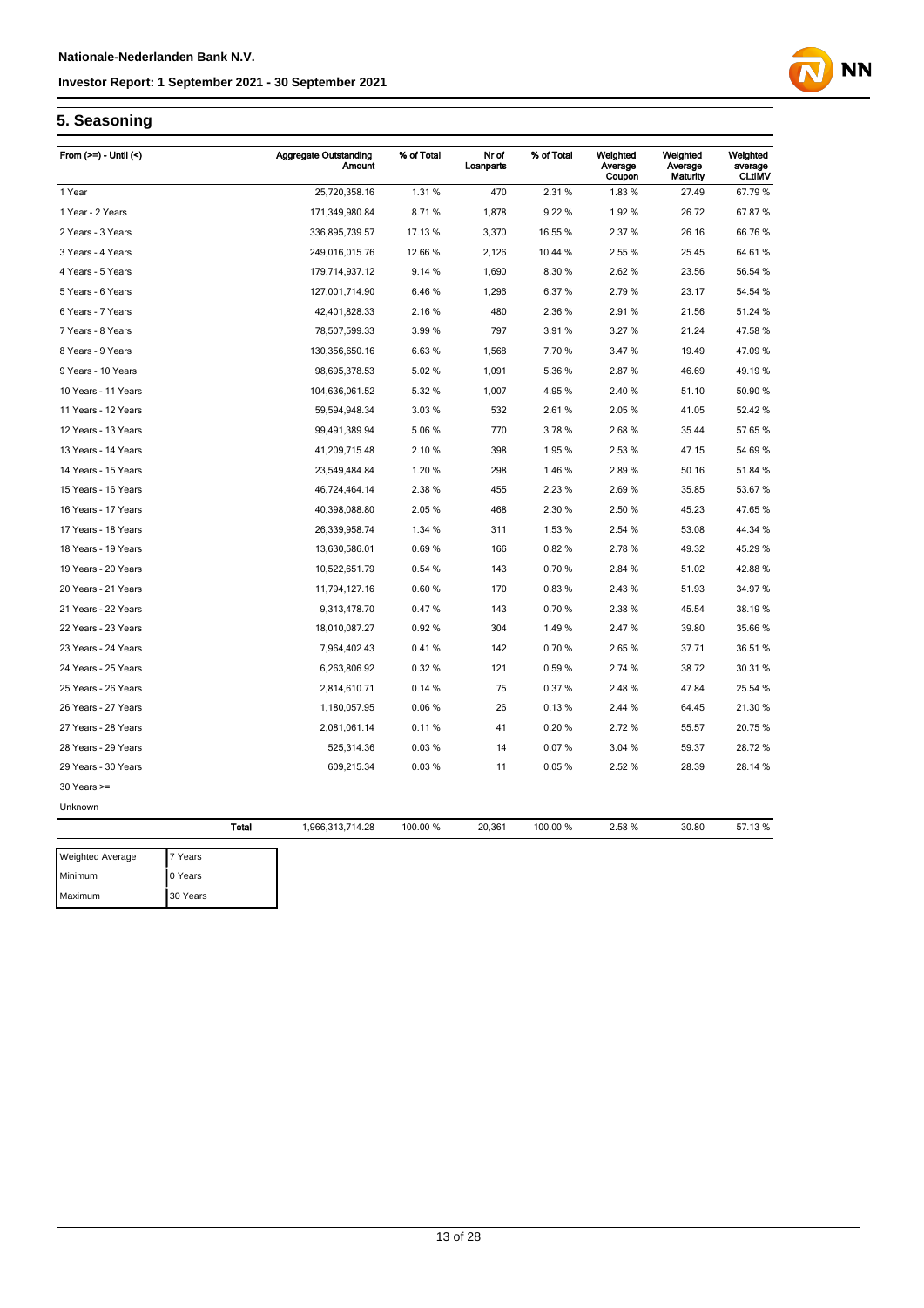## 5. Seasoning

| From (>=) - Until (<) | | Aggregate Outstanding Amount | % of Total | Nr of Loanparts | % of Total | Weighted Average Coupon | Weighted Average Maturity | Weighted average CLtIMV |
|---|---|---|---|---|---|---|---|---|
| 1 Year | | 25,720,358.16 | 1.31 % | 470 | 2.31 % | 1.83 % | 27.49 | 67.79 % |
| 1 Year - 2 Years | | 171,349,980.84 | 8.71 % | 1,878 | 9.22 % | 1.92 % | 26.72 | 67.87 % |
| 2 Years - 3 Years | | 336,895,739.57 | 17.13 % | 3,370 | 16.55 % | 2.37 % | 26.16 | 66.76 % |
| 3 Years - 4 Years | | 249,016,015.76 | 12.66 % | 2,126 | 10.44 % | 2.55 % | 25.45 | 64.61 % |
| 4 Years - 5 Years | | 179,714,937.12 | 9.14 % | 1,690 | 8.30 % | 2.62 % | 23.56 | 56.54 % |
| 5 Years - 6 Years | | 127,001,714.90 | 6.46 % | 1,296 | 6.37 % | 2.79 % | 23.17 | 54.54 % |
| 6 Years - 7 Years | | 42,401,828.33 | 2.16 % | 480 | 2.36 % | 2.91 % | 21.56 | 51.24 % |
| 7 Years - 8 Years | | 78,507,599.33 | 3.99 % | 797 | 3.91 % | 3.27 % | 21.24 | 47.58 % |
| 8 Years - 9 Years | | 130,356,650.16 | 6.63 % | 1,568 | 7.70 % | 3.47 % | 19.49 | 47.09 % |
| 9 Years - 10 Years | | 98,695,378.53 | 5.02 % | 1,091 | 5.36 % | 2.87 % | 46.69 | 49.19 % |
| 10 Years - 11 Years | | 104,636,061.52 | 5.32 % | 1,007 | 4.95 % | 2.40 % | 51.10 | 50.90 % |
| 11 Years - 12 Years | | 59,594,948.34 | 3.03 % | 532 | 2.61 % | 2.05 % | 41.05 | 52.42 % |
| 12 Years - 13 Years | | 99,491,389.94 | 5.06 % | 770 | 3.78 % | 2.68 % | 35.44 | 57.65 % |
| 13 Years - 14 Years | | 41,209,715.48 | 2.10 % | 398 | 1.95 % | 2.53 % | 47.15 | 54.69 % |
| 14 Years - 15 Years | | 23,549,484.84 | 1.20 % | 298 | 1.46 % | 2.89 % | 50.16 | 51.84 % |
| 15 Years - 16 Years | | 46,724,464.14 | 2.38 % | 455 | 2.23 % | 2.69 % | 35.85 | 53.67 % |
| 16 Years - 17 Years | | 40,398,088.80 | 2.05 % | 468 | 2.30 % | 2.50 % | 45.23 | 47.65 % |
| 17 Years - 18 Years | | 26,339,958.74 | 1.34 % | 311 | 1.53 % | 2.54 % | 53.08 | 44.34 % |
| 18 Years - 19 Years | | 13,630,586.01 | 0.69 % | 166 | 0.82 % | 2.78 % | 49.32 | 45.29 % |
| 19 Years - 20 Years | | 10,522,651.79 | 0.54 % | 143 | 0.70 % | 2.84 % | 51.02 | 42.88 % |
| 20 Years - 21 Years | | 11,794,127.16 | 0.60 % | 170 | 0.83 % | 2.43 % | 51.93 | 34.97 % |
| 21 Years - 22 Years | | 9,313,478.70 | 0.47 % | 143 | 0.70 % | 2.38 % | 45.54 | 38.19 % |
| 22 Years - 23 Years | | 18,010,087.27 | 0.92 % | 304 | 1.49 % | 2.47 % | 39.80 | 35.66 % |
| 23 Years - 24 Years | | 7,964,402.43 | 0.41 % | 142 | 0.70 % | 2.65 % | 37.71 | 36.51 % |
| 24 Years - 25 Years | | 6,263,806.92 | 0.32 % | 121 | 0.59 % | 2.74 % | 38.72 | 30.31 % |
| 25 Years - 26 Years | | 2,814,610.71 | 0.14 % | 75 | 0.37 % | 2.48 % | 47.84 | 25.54 % |
| 26 Years - 27 Years | | 1,180,057.95 | 0.06 % | 26 | 0.13 % | 2.44 % | 64.45 | 21.30 % |
| 27 Years - 28 Years | | 2,081,061.14 | 0.11 % | 41 | 0.20 % | 2.72 % | 55.57 | 20.75 % |
| 28 Years - 29 Years | | 525,314.36 | 0.03 % | 14 | 0.07 % | 3.04 % | 59.37 | 28.72 % |
| 29 Years - 30 Years | | 609,215.34 | 0.03 % | 11 | 0.05 % | 2.52 % | 28.39 | 28.14 % |
| 30 Years >= | | | | | | | | |
| Unknown | | | | | | | | |
| | **Total** | 1,966,313,714.28 | 100.00 % | 20,361 | 100.00 % | 2.58 % | 30.80 | 57.13 % |

| | |
|---|---|
| Weighted Average | 7 Years |
| Minimum | 0 Years |
| Maximum | 30 Years |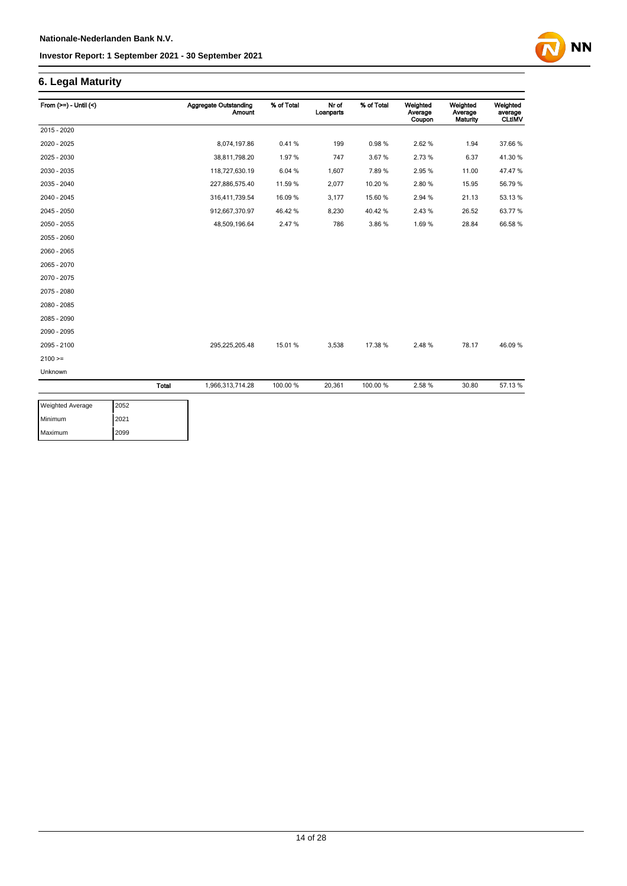## 6. Legal Maturity

| From (>=) - Until (<) | | Aggregate Outstanding Amount | % of Total | Nr of Loanparts | % of Total | Weighted Average Coupon | Weighted Average Maturity | Weighted average CLtIMV |
|---|---|---|---|---|---|---|---|---|
| 2015 - 2020 | | | | | | | | |
| 2020 - 2025 | | 8,074,197.86 | 0.41 % | 199 | 0.98 % | 2.62 % | 1.94 | 37.66 % |
| 2025 - 2030 | | 38,811,798.20 | 1.97 % | 747 | 3.67 % | 2.73 % | 6.37 | 41.30 % |
| 2030 - 2035 | | 118,727,630.19 | 6.04 % | 1,607 | 7.89 % | 2.95 % | 11.00 | 47.47 % |
| 2035 - 2040 | | 227,886,575.40 | 11.59 % | 2,077 | 10.20 % | 2.80 % | 15.95 | 56.79 % |
| 2040 - 2045 | | 316,411,739.54 | 16.09 % | 3,177 | 15.60 % | 2.94 % | 21.13 | 53.13 % |
| 2045 - 2050 | | 912,667,370.97 | 46.42 % | 8,230 | 40.42 % | 2.43 % | 26.52 | 63.77 % |
| 2050 - 2055 | | 48,509,196.64 | 2.47 % | 786 | 3.86 % | 1.69 % | 28.84 | 66.58 % |
| 2055 - 2060 | | | | | | | | |
| 2060 - 2065 | | | | | | | | |
| 2065 - 2070 | | | | | | | | |
| 2070 - 2075 | | | | | | | | |
| 2075 - 2080 | | | | | | | | |
| 2080 - 2085 | | | | | | | | |
| 2085 - 2090 | | | | | | | | |
| 2090 - 2095 | | | | | | | | |
| 2095 - 2100 | | 295,225,205.48 | 15.01 % | 3,538 | 17.38 % | 2.48 % | 78.17 | 46.09 % |
| 2100 >= | | | | | | | | |
| Unknown | | | | | | | | |
| | **Total** | 1,966,313,714.28 | 100.00 % | 20,361 | 100.00 % | 2.58 % | 30.80 | 57.13 % |

| | |
|---|---|
| Weighted Average | 2052 |
| Minimum | 2021 |
| Maximum | 2099 |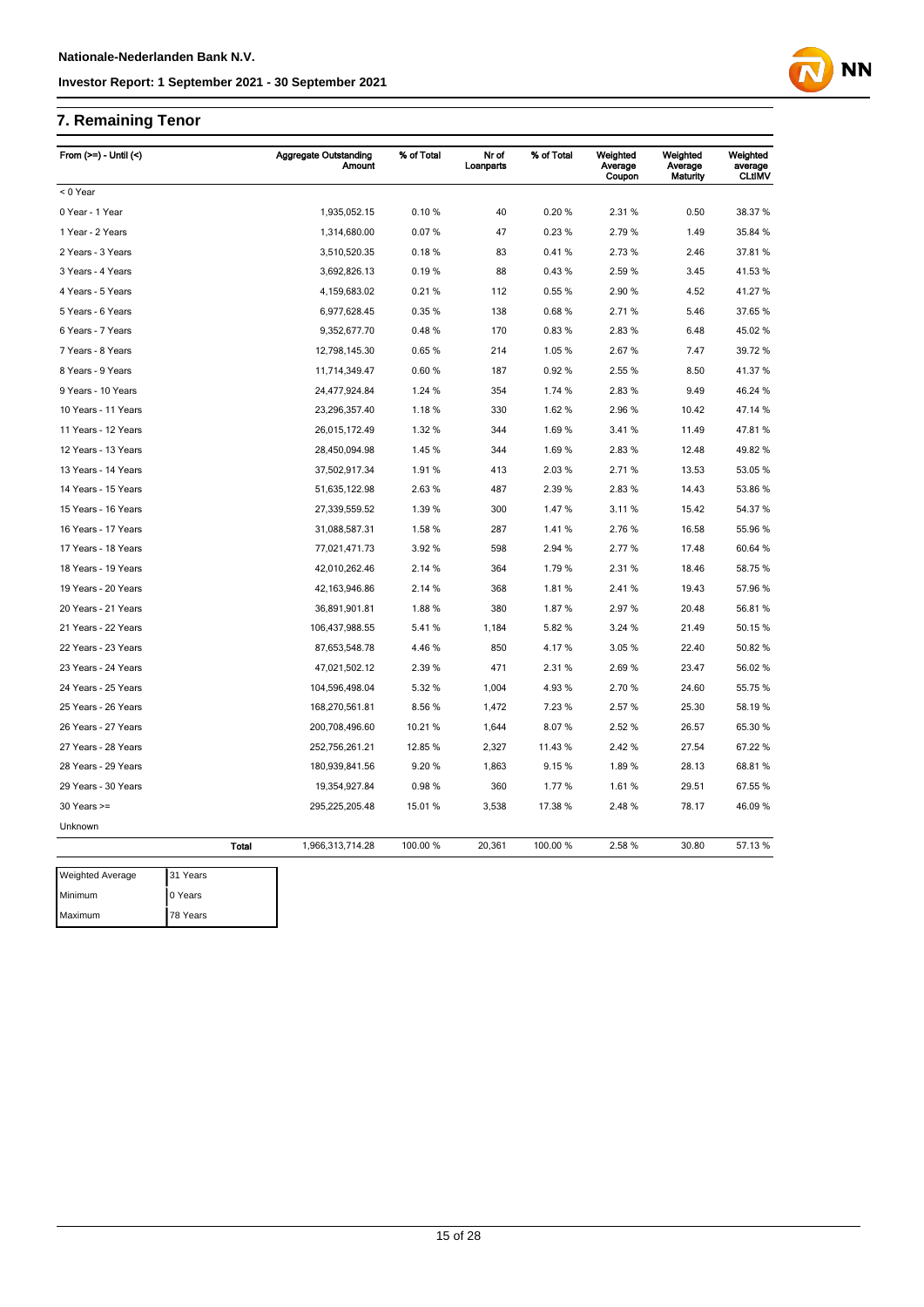## 7. Remaining Tenor

| From (>=) - Until (<) | Aggregate Outstanding Amount | % of Total | Nr of Loanparts | % of Total | Weighted Average Coupon | Weighted Average Maturity | Weighted average CLtIMV |
|---|---|---|---|---|---|---|---|
| < 0 Year | | | | | | | |
| 0 Year - 1 Year | 1,935,052.15 | 0.10 % | 40 | 0.20 % | 2.31 % | 0.50 | 38.37 % |
| 1 Year - 2 Years | 1,314,680.00 | 0.07 % | 47 | 0.23 % | 2.79 % | 1.49 | 35.84 % |
| 2 Years - 3 Years | 3,510,520.35 | 0.18 % | 83 | 0.41 % | 2.73 % | 2.46 | 37.81 % |
| 3 Years - 4 Years | 3,692,826.13 | 0.19 % | 88 | 0.43 % | 2.59 % | 3.45 | 41.53 % |
| 4 Years - 5 Years | 4,159,683.02 | 0.21 % | 112 | 0.55 % | 2.90 % | 4.52 | 41.27 % |
| 5 Years - 6 Years | 6,977,628.45 | 0.35 % | 138 | 0.68 % | 2.71 % | 5.46 | 37.65 % |
| 6 Years - 7 Years | 9,352,677.70 | 0.48 % | 170 | 0.83 % | 2.83 % | 6.48 | 45.02 % |
| 7 Years - 8 Years | 12,798,145.30 | 0.65 % | 214 | 1.05 % | 2.67 % | 7.47 | 39.72 % |
| 8 Years - 9 Years | 11,714,349.47 | 0.60 % | 187 | 0.92 % | 2.55 % | 8.50 | 41.37 % |
| 9 Years - 10 Years | 24,477,924.84 | 1.24 % | 354 | 1.74 % | 2.83 % | 9.49 | 46.24 % |
| 10 Years - 11 Years | 23,296,357.40 | 1.18 % | 330 | 1.62 % | 2.96 % | 10.42 | 47.14 % |
| 11 Years - 12 Years | 26,015,172.49 | 1.32 % | 344 | 1.69 % | 3.41 % | 11.49 | 47.81 % |
| 12 Years - 13 Years | 28,450,094.98 | 1.45 % | 344 | 1.69 % | 2.83 % | 12.48 | 49.82 % |
| 13 Years - 14 Years | 37,502,917.34 | 1.91 % | 413 | 2.03 % | 2.71 % | 13.53 | 53.05 % |
| 14 Years - 15 Years | 51,635,122.98 | 2.63 % | 487 | 2.39 % | 2.83 % | 14.43 | 53.86 % |
| 15 Years - 16 Years | 27,339,559.52 | 1.39 % | 300 | 1.47 % | 3.11 % | 15.42 | 54.37 % |
| 16 Years - 17 Years | 31,088,587.31 | 1.58 % | 287 | 1.41 % | 2.76 % | 16.58 | 55.96 % |
| 17 Years - 18 Years | 77,021,471.73 | 3.92 % | 598 | 2.94 % | 2.77 % | 17.48 | 60.64 % |
| 18 Years - 19 Years | 42,010,262.46 | 2.14 % | 364 | 1.79 % | 2.31 % | 18.46 | 58.75 % |
| 19 Years - 20 Years | 42,163,946.86 | 2.14 % | 368 | 1.81 % | 2.41 % | 19.43 | 57.96 % |
| 20 Years - 21 Years | 36,891,901.81 | 1.88 % | 380 | 1.87 % | 2.97 % | 20.48 | 56.81 % |
| 21 Years - 22 Years | 106,437,988.55 | 5.41 % | 1,184 | 5.82 % | 3.24 % | 21.49 | 50.15 % |
| 22 Years - 23 Years | 87,653,548.78 | 4.46 % | 850 | 4.17 % | 3.05 % | 22.40 | 50.82 % |
| 23 Years - 24 Years | 47,021,502.12 | 2.39 % | 471 | 2.31 % | 2.69 % | 23.47 | 56.02 % |
| 24 Years - 25 Years | 104,596,498.04 | 5.32 % | 1,004 | 4.93 % | 2.70 % | 24.60 | 55.75 % |
| 25 Years - 26 Years | 168,270,561.81 | 8.56 % | 1,472 | 7.23 % | 2.57 % | 25.30 | 58.19 % |
| 26 Years - 27 Years | 200,708,496.60 | 10.21 % | 1,644 | 8.07 % | 2.52 % | 26.57 | 65.30 % |
| 27 Years - 28 Years | 252,756,261.21 | 12.85 % | 2,327 | 11.43 % | 2.42 % | 27.54 | 67.22 % |
| 28 Years - 29 Years | 180,939,841.56 | 9.20 % | 1,863 | 9.15 % | 1.89 % | 28.13 | 68.81 % |
| 29 Years - 30 Years | 19,354,927.84 | 0.98 % | 360 | 1.77 % | 1.61 % | 29.51 | 67.55 % |
| 30 Years >= | 295,225,205.48 | 15.01 % | 3,538 | 17.38 % | 2.48 % | 78.17 | 46.09 % |
| Unknown | | | | | | | |
| **Total** | 1,966,313,714.28 | 100.00 % | 20,361 | 100.00 % | 2.58 % | 30.80 | 57.13 % |

| | |
|---|---|
| Weighted Average | 31 Years |
| Minimum | 0 Years |
| Maximum | 78 Years |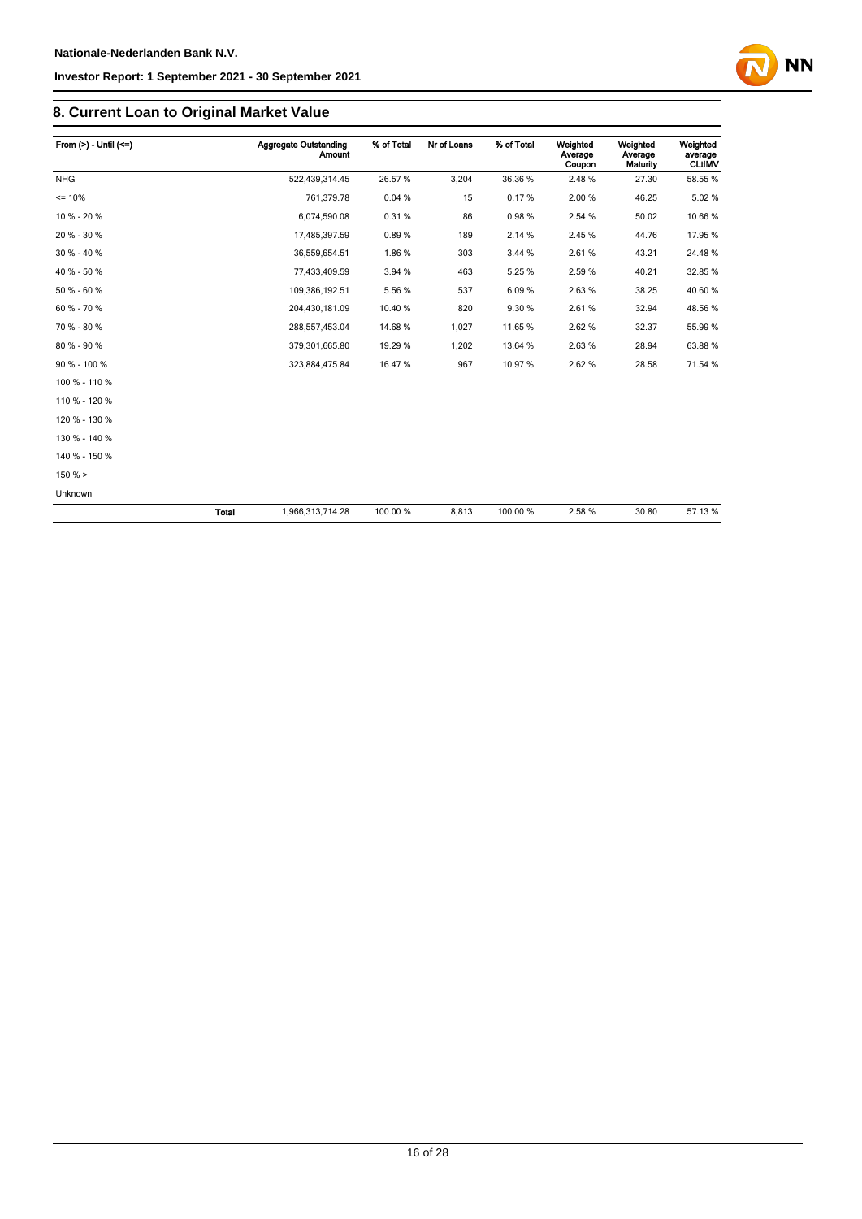## 8. Current Loan to Original Market Value

| From (>) - Until (<=) | | Aggregate Outstanding Amount | % of Total | Nr of Loans | % of Total | Weighted Average Coupon | Weighted Average Maturity | Weighted average CLtIMV |
|---|---|---|---|---|---|---|---|---|
| NHG | | 522,439,314.45 | 26.57 % | 3,204 | 36.36 % | 2.48 % | 27.30 | 58.55 % |
| <= 10% | | 761,379.78 | 0.04 % | 15 | 0.17 % | 2.00 % | 46.25 | 5.02 % |
| 10 % - 20 % | | 6,074,590.08 | 0.31 % | 86 | 0.98 % | 2.54 % | 50.02 | 10.66 % |
| 20 % - 30 % | | 17,485,397.59 | 0.89 % | 189 | 2.14 % | 2.45 % | 44.76 | 17.95 % |
| 30 % - 40 % | | 36,559,654.51 | 1.86 % | 303 | 3.44 % | 2.61 % | 43.21 | 24.48 % |
| 40 % - 50 % | | 77,433,409.59 | 3.94 % | 463 | 5.25 % | 2.59 % | 40.21 | 32.85 % |
| 50 % - 60 % | | 109,386,192.51 | 5.56 % | 537 | 6.09 % | 2.63 % | 38.25 | 40.60 % |
| 60 % - 70 % | | 204,430,181.09 | 10.40 % | 820 | 9.30 % | 2.61 % | 32.94 | 48.56 % |
| 70 % - 80 % | | 288,557,453.04 | 14.68 % | 1,027 | 11.65 % | 2.62 % | 32.37 | 55.99 % |
| 80 % - 90 % | | 379,301,665.80 | 19.29 % | 1,202 | 13.64 % | 2.63 % | 28.94 | 63.88 % |
| 90 % - 100 % | | 323,884,475.84 | 16.47 % | 967 | 10.97 % | 2.62 % | 28.58 | 71.54 % |
| 100 % - 110 % | | | | | | | | |
| 110 % - 120 % | | | | | | | | |
| 120 % - 130 % | | | | | | | | |
| 130 % - 140 % | | | | | | | | |
| 140 % - 150 % | | | | | | | | |
| 150 % > | | | | | | | | |
| Unknown | | | | | | | | |
| | **Total** | 1,966,313,714.28 | 100.00 % | 8,813 | 100.00 % | 2.58 % | 30.80 | 57.13 % |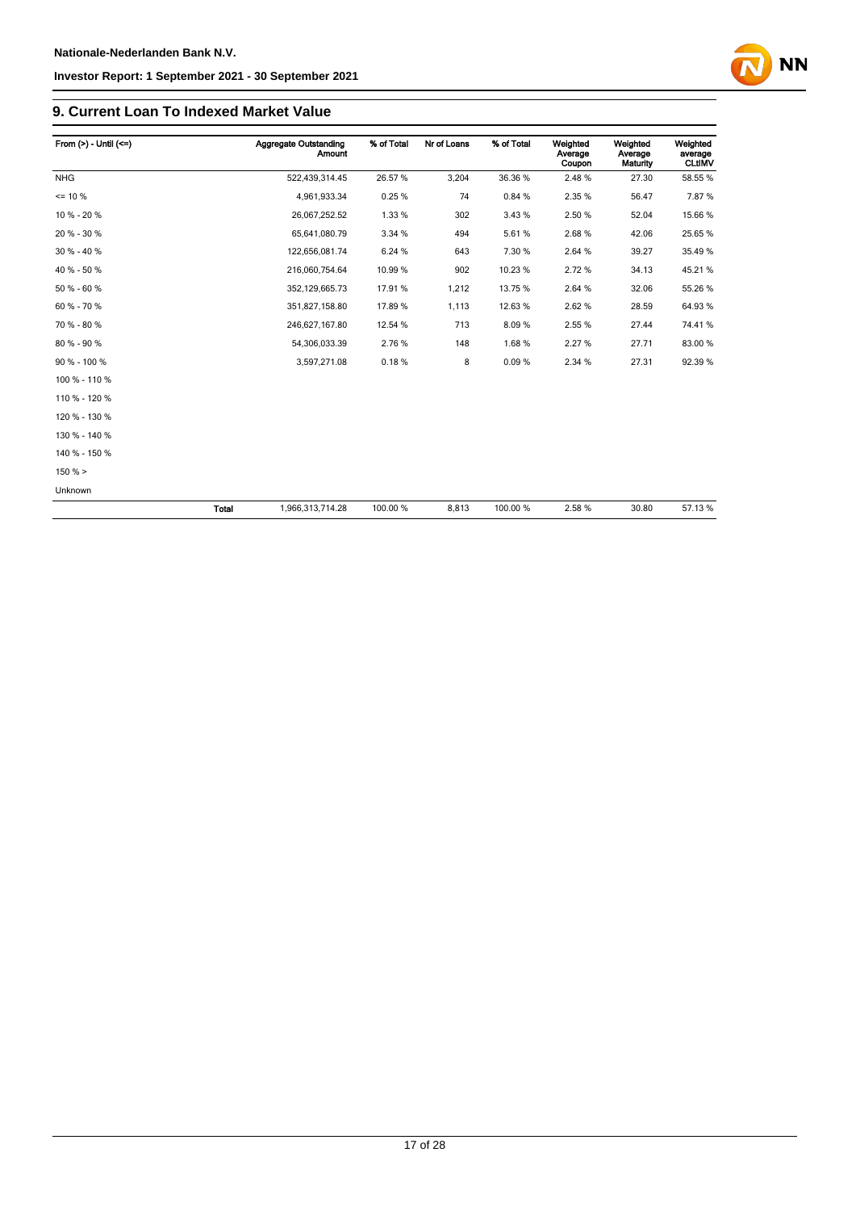## 9. Current Loan To Indexed Market Value

| From (>) - Until (<=) | | Aggregate Outstanding Amount | % of Total | Nr of Loans | % of Total | Weighted Average Coupon | Weighted Average Maturity | Weighted average CLtIMV |
|---|---|---|---|---|---|---|---|---|
| NHG | | 522,439,314.45 | 26.57 % | 3,204 | 36.36 % | 2.48 % | 27.30 | 58.55 % |
| <= 10 % | | 4,961,933.34 | 0.25 % | 74 | 0.84 % | 2.35 % | 56.47 | 7.87 % |
| 10 % - 20 % | | 26,067,252.52 | 1.33 % | 302 | 3.43 % | 2.50 % | 52.04 | 15.66 % |
| 20 % - 30 % | | 65,641,080.79 | 3.34 % | 494 | 5.61 % | 2.68 % | 42.06 | 25.65 % |
| 30 % - 40 % | | 122,656,081.74 | 6.24 % | 643 | 7.30 % | 2.64 % | 39.27 | 35.49 % |
| 40 % - 50 % | | 216,060,754.64 | 10.99 % | 902 | 10.23 % | 2.72 % | 34.13 | 45.21 % |
| 50 % - 60 % | | 352,129,665.73 | 17.91 % | 1,212 | 13.75 % | 2.64 % | 32.06 | 55.26 % |
| 60 % - 70 % | | 351,827,158.80 | 17.89 % | 1,113 | 12.63 % | 2.62 % | 28.59 | 64.93 % |
| 70 % - 80 % | | 246,627,167.80 | 12.54 % | 713 | 8.09 % | 2.55 % | 27.44 | 74.41 % |
| 80 % - 90 % | | 54,306,033.39 | 2.76 % | 148 | 1.68 % | 2.27 % | 27.71 | 83.00 % |
| 90 % - 100 % | | 3,597,271.08 | 0.18 % | 8 | 0.09 % | 2.34 % | 27.31 | 92.39 % |
| 100 % - 110 % | | | | | | | | |
| 110 % - 120 % | | | | | | | | |
| 120 % - 130 % | | | | | | | | |
| 130 % - 140 % | | | | | | | | |
| 140 % - 150 % | | | | | | | | |
| 150 % > | | | | | | | | |
| Unknown | | | | | | | | |
| | **Total** | 1,966,313,714.28 | 100.00 % | 8,813 | 100.00 % | 2.58 % | 30.80 | 57.13 % |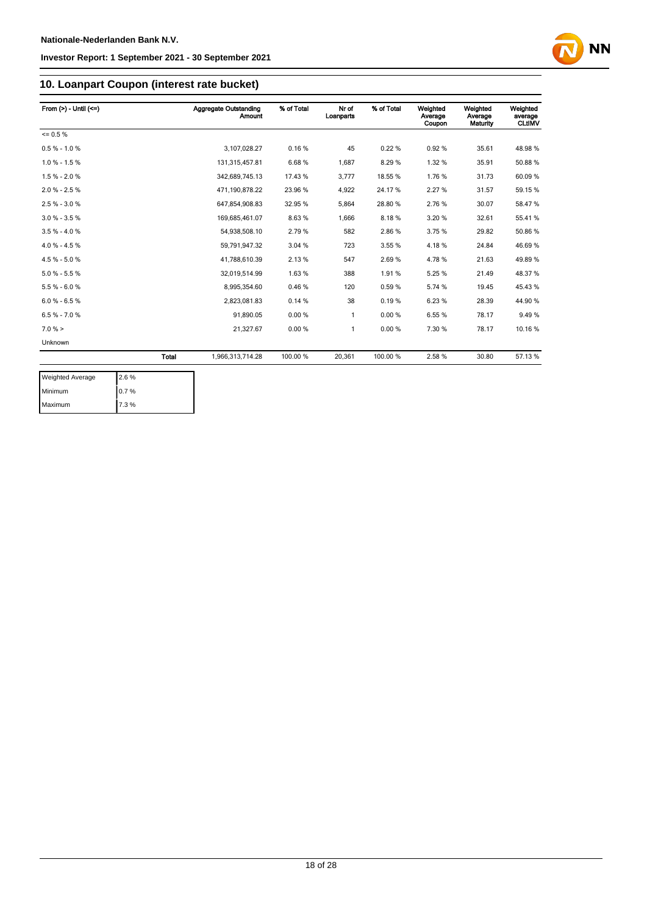## 10. Loanpart Coupon (interest rate bucket)

| From (>) - Until (<=) | | Aggregate Outstanding Amount | % of Total | Nr of Loanparts | % of Total | Weighted Average Coupon | Weighted Average Maturity | Weighted average CLtIMV |
|---|---|---|---|---|---|---|---|---|
| <= 0.5 % | | | | | | | | |
| 0.5 % - 1.0 % | | 3,107,028.27 | 0.16 % | 45 | 0.22 % | 0.92 % | 35.61 | 48.98 % |
| 1.0 % - 1.5 % | | 131,315,457.81 | 6.68 % | 1,687 | 8.29 % | 1.32 % | 35.91 | 50.88 % |
| 1.5 % - 2.0 % | | 342,689,745.13 | 17.43 % | 3,777 | 18.55 % | 1.76 % | 31.73 | 60.09 % |
| 2.0 % - 2.5 % | | 471,190,878.22 | 23.96 % | 4,922 | 24.17 % | 2.27 % | 31.57 | 59.15 % |
| 2.5 % - 3.0 % | | 647,854,908.83 | 32.95 % | 5,864 | 28.80 % | 2.76 % | 30.07 | 58.47 % |
| 3.0 % - 3.5 % | | 169,685,461.07 | 8.63 % | 1,666 | 8.18 % | 3.20 % | 32.61 | 55.41 % |
| 3.5 % - 4.0 % | | 54,938,508.10 | 2.79 % | 582 | 2.86 % | 3.75 % | 29.82 | 50.86 % |
| 4.0 % - 4.5 % | | 59,791,947.32 | 3.04 % | 723 | 3.55 % | 4.18 % | 24.84 | 46.69 % |
| 4.5 % - 5.0 % | | 41,788,610.39 | 2.13 % | 547 | 2.69 % | 4.78 % | 21.63 | 49.89 % |
| 5.0 % - 5.5 % | | 32,019,514.99 | 1.63 % | 388 | 1.91 % | 5.25 % | 21.49 | 48.37 % |
| 5.5 % - 6.0 % | | 8,995,354.60 | 0.46 % | 120 | 0.59 % | 5.74 % | 19.45 | 45.43 % |
| 6.0 % - 6.5 % | | 2,823,081.83 | 0.14 % | 38 | 0.19 % | 6.23 % | 28.39 | 44.90 % |
| 6.5 % - 7.0 % | | 91,890.05 | 0.00 % | 1 | 0.00 % | 6.55 % | 78.17 | 9.49 % |
| 7.0 % > | | 21,327.67 | 0.00 % | 1 | 0.00 % | 7.30 % | 78.17 | 10.16 % |
| Unknown | | | | | | | | |
| | Total | 1,966,313,714.28 | 100.00 % | 20,361 | 100.00 % | 2.58 % | 30.80 | 57.13 % |

| Weighted Average | 2.6 % |
|---|---|
| Minimum | 0.7 % |
| Maximum | 7.3 % |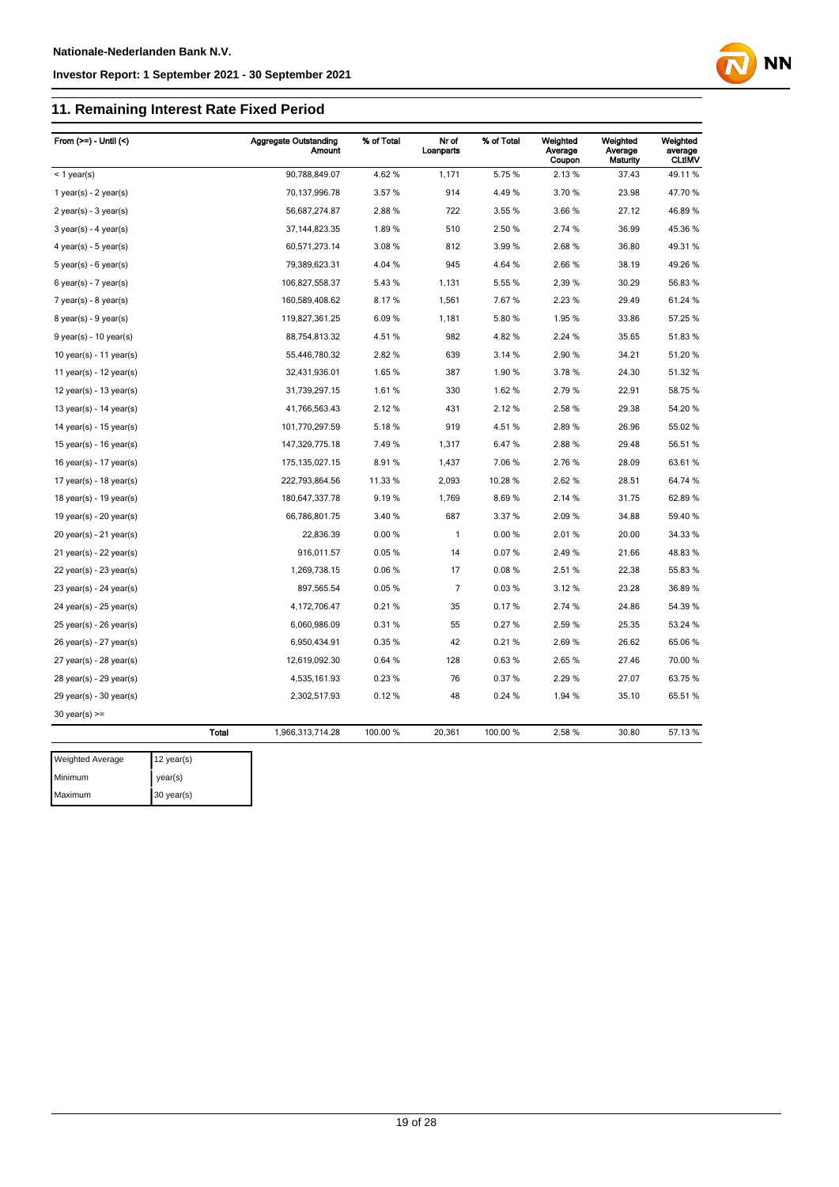## 11. Remaining Interest Rate Fixed Period

| From (>=) - Until (<) | Aggregate Outstanding Amount | % of Total | Nr of Loanparts | % of Total | Weighted Average Coupon | Weighted Average Maturity | Weighted average CLtIMV |
|---|---|---|---|---|---|---|---|
| < 1 year(s) | 90,788,849.07 | 4.62 % | 1,171 | 5.75 % | 2.13 % | 37.43 | 49.11 % |
| 1 year(s) - 2 year(s) | 70,137,996.78 | 3.57 % | 914 | 4.49 % | 3.70 % | 23.98 | 47.70 % |
| 2 year(s) - 3 year(s) | 56,687,274.87 | 2.88 % | 722 | 3.55 % | 3.66 % | 27.12 | 46.89 % |
| 3 year(s) - 4 year(s) | 37,144,823.35 | 1.89 % | 510 | 2.50 % | 2.74 % | 36.99 | 45.36 % |
| 4 year(s) - 5 year(s) | 60,571,273.14 | 3.08 % | 812 | 3.99 % | 2.68 % | 36.80 | 49.31 % |
| 5 year(s) - 6 year(s) | 79,389,623.31 | 4.04 % | 945 | 4.64 % | 2.66 % | 38.19 | 49.26 % |
| 6 year(s) - 7 year(s) | 106,827,558.37 | 5.43 % | 1,131 | 5.55 % | 2.39 % | 30.29 | 56.83 % |
| 7 year(s) - 8 year(s) | 160,589,408.62 | 8.17 % | 1,561 | 7.67 % | 2.23 % | 29.49 | 61.24 % |
| 8 year(s) - 9 year(s) | 119,827,361.25 | 6.09 % | 1,181 | 5.80 % | 1.95 % | 33.86 | 57.25 % |
| 9 year(s) - 10 year(s) | 88,754,813.32 | 4.51 % | 982 | 4.82 % | 2.24 % | 35.65 | 51.83 % |
| 10 year(s) - 11 year(s) | 55,446,780.32 | 2.82 % | 639 | 3.14 % | 2.90 % | 34.21 | 51.20 % |
| 11 year(s) - 12 year(s) | 32,431,936.01 | 1.65 % | 387 | 1.90 % | 3.78 % | 24.30 | 51.32 % |
| 12 year(s) - 13 year(s) | 31,739,297.15 | 1.61 % | 330 | 1.62 % | 2.79 % | 22.91 | 58.75 % |
| 13 year(s) - 14 year(s) | 41,766,563.43 | 2.12 % | 431 | 2.12 % | 2.58 % | 29.38 | 54.20 % |
| 14 year(s) - 15 year(s) | 101,770,297.59 | 5.18 % | 919 | 4.51 % | 2.89 % | 26.96 | 55.02 % |
| 15 year(s) - 16 year(s) | 147,329,775.18 | 7.49 % | 1,317 | 6.47 % | 2.88 % | 29.48 | 56.51 % |
| 16 year(s) - 17 year(s) | 175,135,027.15 | 8.91 % | 1,437 | 7.06 % | 2.76 % | 28.09 | 63.61 % |
| 17 year(s) - 18 year(s) | 222,793,864.56 | 11.33 % | 2,093 | 10.28 % | 2.62 % | 28.51 | 64.74 % |
| 18 year(s) - 19 year(s) | 180,647,337.78 | 9.19 % | 1,769 | 8.69 % | 2.14 % | 31.75 | 62.89 % |
| 19 year(s) - 20 year(s) | 66,786,801.75 | 3.40 % | 687 | 3.37 % | 2.09 % | 34.88 | 59.40 % |
| 20 year(s) - 21 year(s) | 22,836.39 | 0.00 % | 1 | 0.00 % | 2.01 % | 20.00 | 34.33 % |
| 21 year(s) - 22 year(s) | 916,011.57 | 0.05 % | 14 | 0.07 % | 2.49 % | 21.66 | 48.83 % |
| 22 year(s) - 23 year(s) | 1,269,738.15 | 0.06 % | 17 | 0.08 % | 2.51 % | 22.38 | 55.83 % |
| 23 year(s) - 24 year(s) | 897,565.54 | 0.05 % | 7 | 0.03 % | 3.12 % | 23.28 | 36.89 % |
| 24 year(s) - 25 year(s) | 4,172,706.47 | 0.21 % | 35 | 0.17 % | 2.74 % | 24.86 | 54.39 % |
| 25 year(s) - 26 year(s) | 6,060,986.09 | 0.31 % | 55 | 0.27 % | 2.59 % | 25.35 | 53.24 % |
| 26 year(s) - 27 year(s) | 6,950,434.91 | 0.35 % | 42 | 0.21 % | 2.69 % | 26.62 | 65.06 % |
| 27 year(s) - 28 year(s) | 12,619,092.30 | 0.64 % | 128 | 0.63 % | 2.65 % | 27.46 | 70.00 % |
| 28 year(s) - 29 year(s) | 4,535,161.93 | 0.23 % | 76 | 0.37 % | 2.29 % | 27.07 | 63.75 % |
| 29 year(s) - 30 year(s) | 2,302,517.93 | 0.12 % | 48 | 0.24 % | 1.94 % | 35.10 | 65.51 % |
| 30 year(s) >= | | | | | | | |
| **Total** | 1,966,313,714.28 | 100.00 % | 20,361 | 100.00 % | 2.58 % | 30.80 | 57.13 % |

| Weighted Average | 12 year(s) |
|---|---|
| Minimum | year(s) |
| Maximum | 30 year(s) |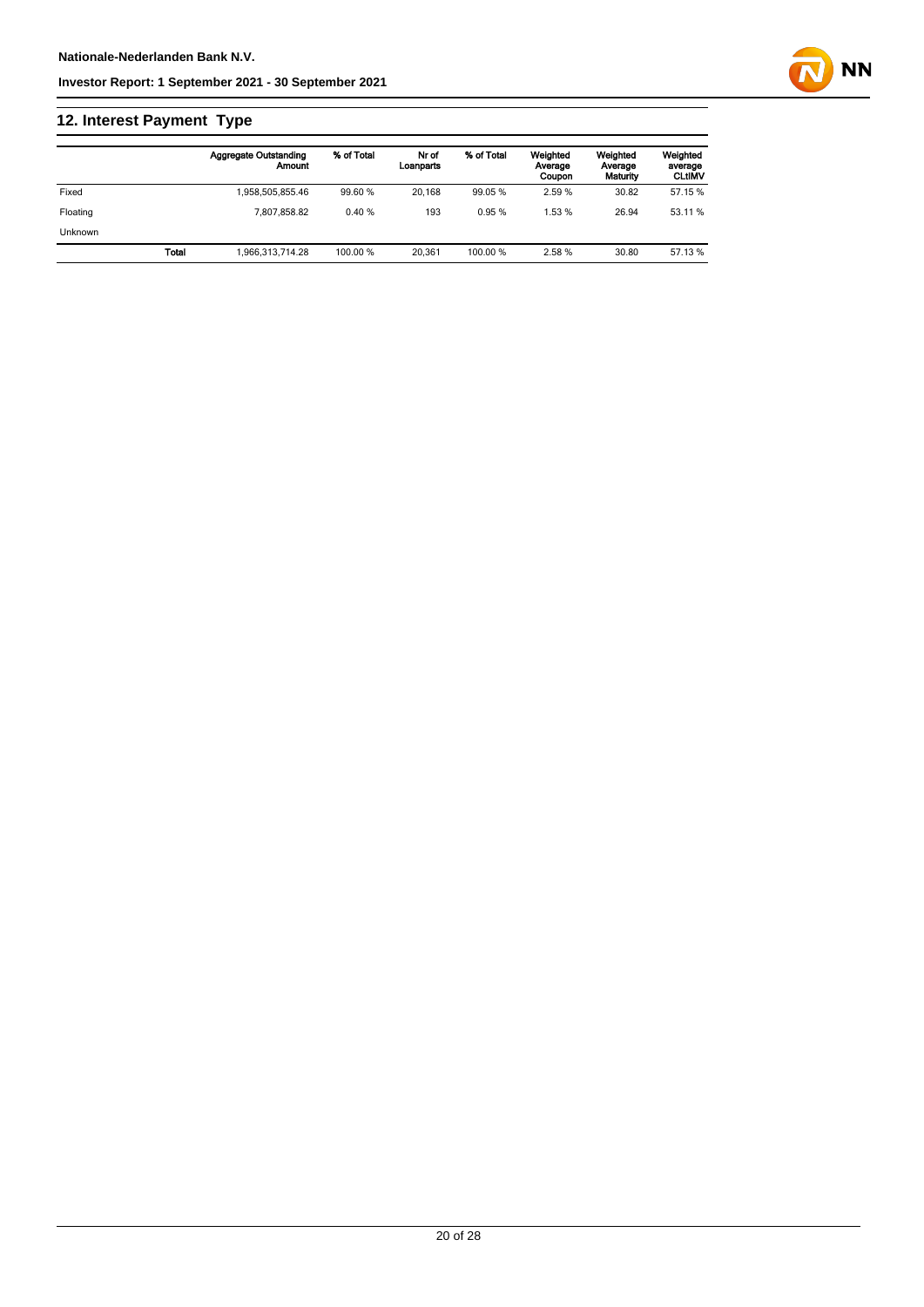## 12. Interest Payment Type

| | Aggregate Outstanding Amount | % of Total | Nr of Loanparts | % of Total | Weighted Average Coupon | Weighted Average Maturity | Weighted average CLtIMV |
|---|---|---|---|---|---|---|---|
| Fixed | 1,958,505,855.46 | 99.60 % | 20,168 | 99.05 % | 2.59 % | 30.82 | 57.15 % |
| Floating | 7,807,858.82 | 0.40 % | 193 | 0.95 % | 1.53 % | 26.94 | 53.11 % |
| Unknown | | | | | | | |
| **Total** | 1,966,313,714.28 | 100.00 % | 20,361 | 100.00 % | 2.58 % | 30.80 | 57.13 % |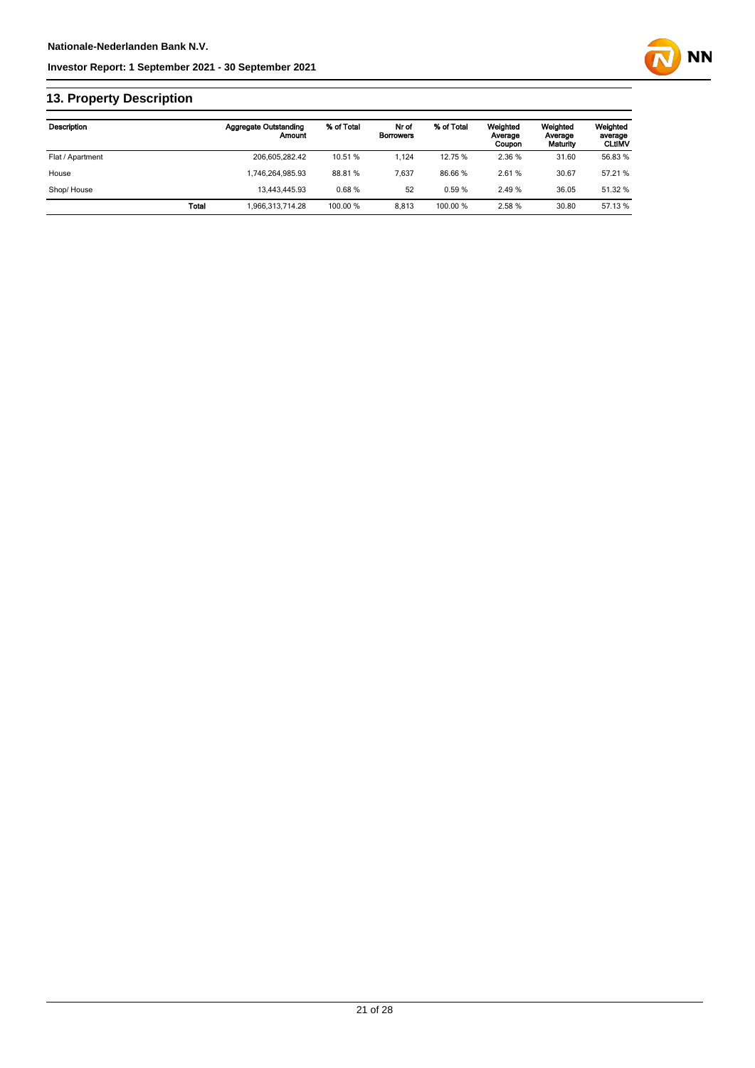## 13. Property Description

| Description | | Aggregate Outstanding Amount | % of Total | Nr of Borrowers | % of Total | Weighted Average Coupon | Weighted Average Maturity | Weighted average CLtIMV |
|---|---|---|---|---|---|---|---|---|
| Flat / Apartment | | 206,605,282.42 | 10.51 % | 1,124 | 12.75 % | 2.36 % | 31.60 | 56.83 % |
| House | | 1,746,264,985.93 | 88.81 % | 7,637 | 86.66 % | 2.61 % | 30.67 | 57.21 % |
| Shop/ House | | 13,443,445.93 | 0.68 % | 52 | 0.59 % | 2.49 % | 36.05 | 51.32 % |
| | **Total** | 1,966,313,714.28 | 100.00 % | 8,813 | 100.00 % | 2.58 % | 30.80 | 57.13 % |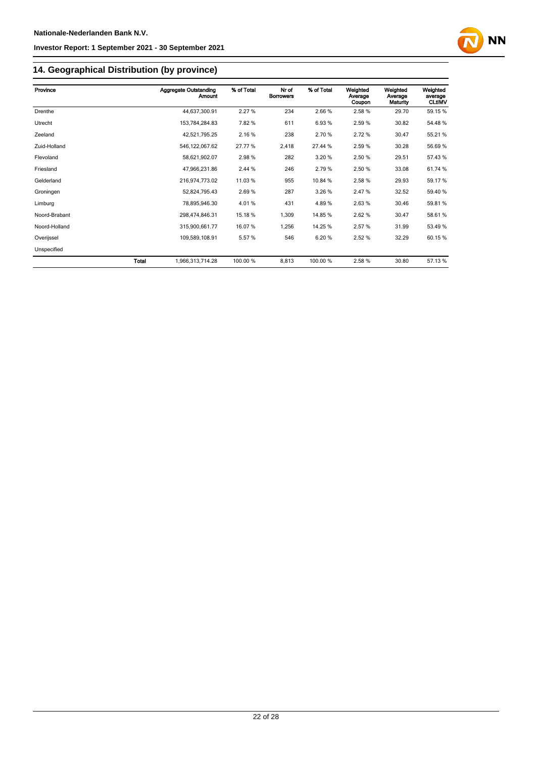## 14. Geographical Distribution (by province)

| Province | | Aggregate Outstanding Amount | % of Total | Nr of Borrowers | % of Total | Weighted Average Coupon | Weighted Average Maturity | Weighted average CLtIMV |
|---|---|---|---|---|---|---|---|---|
| Drenthe | | 44,637,300.91 | 2.27 % | 234 | 2.66 % | 2.58 % | 29.70 | 59.15 % |
| Utrecht | | 153,784,284.83 | 7.82 % | 611 | 6.93 % | 2.59 % | 30.82 | 54.48 % |
| Zeeland | | 42,521,795.25 | 2.16 % | 238 | 2.70 % | 2.72 % | 30.47 | 55.21 % |
| Zuid-Holland | | 546,122,067.62 | 27.77 % | 2,418 | 27.44 % | 2.59 % | 30.28 | 56.69 % |
| Flevoland | | 58,621,902.07 | 2.98 % | 282 | 3.20 % | 2.50 % | 29.51 | 57.43 % |
| Friesland | | 47,966,231.86 | 2.44 % | 246 | 2.79 % | 2.50 % | 33.08 | 61.74 % |
| Gelderland | | 216,974,773.02 | 11.03 % | 955 | 10.84 % | 2.58 % | 29.93 | 59.17 % |
| Groningen | | 52,824,795.43 | 2.69 % | 287 | 3.26 % | 2.47 % | 32.52 | 59.40 % |
| Limburg | | 78,895,946.30 | 4.01 % | 431 | 4.89 % | 2.63 % | 30.46 | 59.81 % |
| Noord-Brabant | | 298,474,846.31 | 15.18 % | 1,309 | 14.85 % | 2.62 % | 30.47 | 58.61 % |
| Noord-Holland | | 315,900,661.77 | 16.07 % | 1,256 | 14.25 % | 2.57 % | 31.99 | 53.49 % |
| Overijssel | | 109,589,108.91 | 5.57 % | 546 | 6.20 % | 2.52 % | 32.29 | 60.15 % |
| Unspecified | | | | | | | | |
| | **Total** | 1,966,313,714.28 | 100.00 % | 8,813 | 100.00 % | 2.58 % | 30.80 | 57.13 % |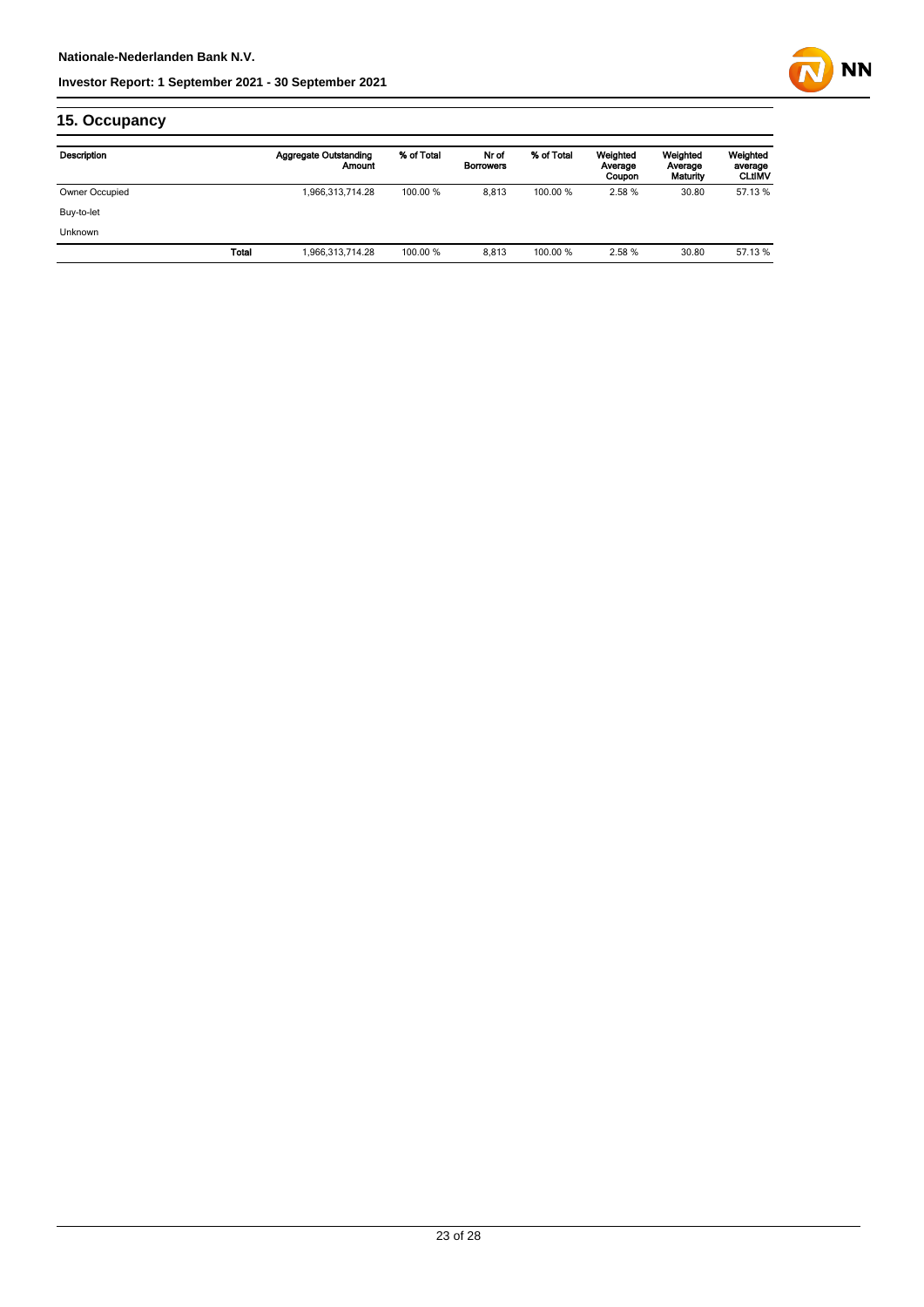## 15. Occupancy

| Description | | Aggregate Outstanding Amount | % of Total | Nr of Borrowers | % of Total | Weighted Average Coupon | Weighted Average Maturity | Weighted average CLtIMV |
|---|---|---|---|---|---|---|---|---|
| Owner Occupied | | 1,966,313,714.28 | 100.00 % | 8,813 | 100.00 % | 2.58 % | 30.80 | 57.13 % |
| Buy-to-let | | | | | | | | |
| Unknown | | | | | | | | |
| | Total | 1,966,313,714.28 | 100.00 % | 8,813 | 100.00 % | 2.58 % | 30.80 | 57.13 % |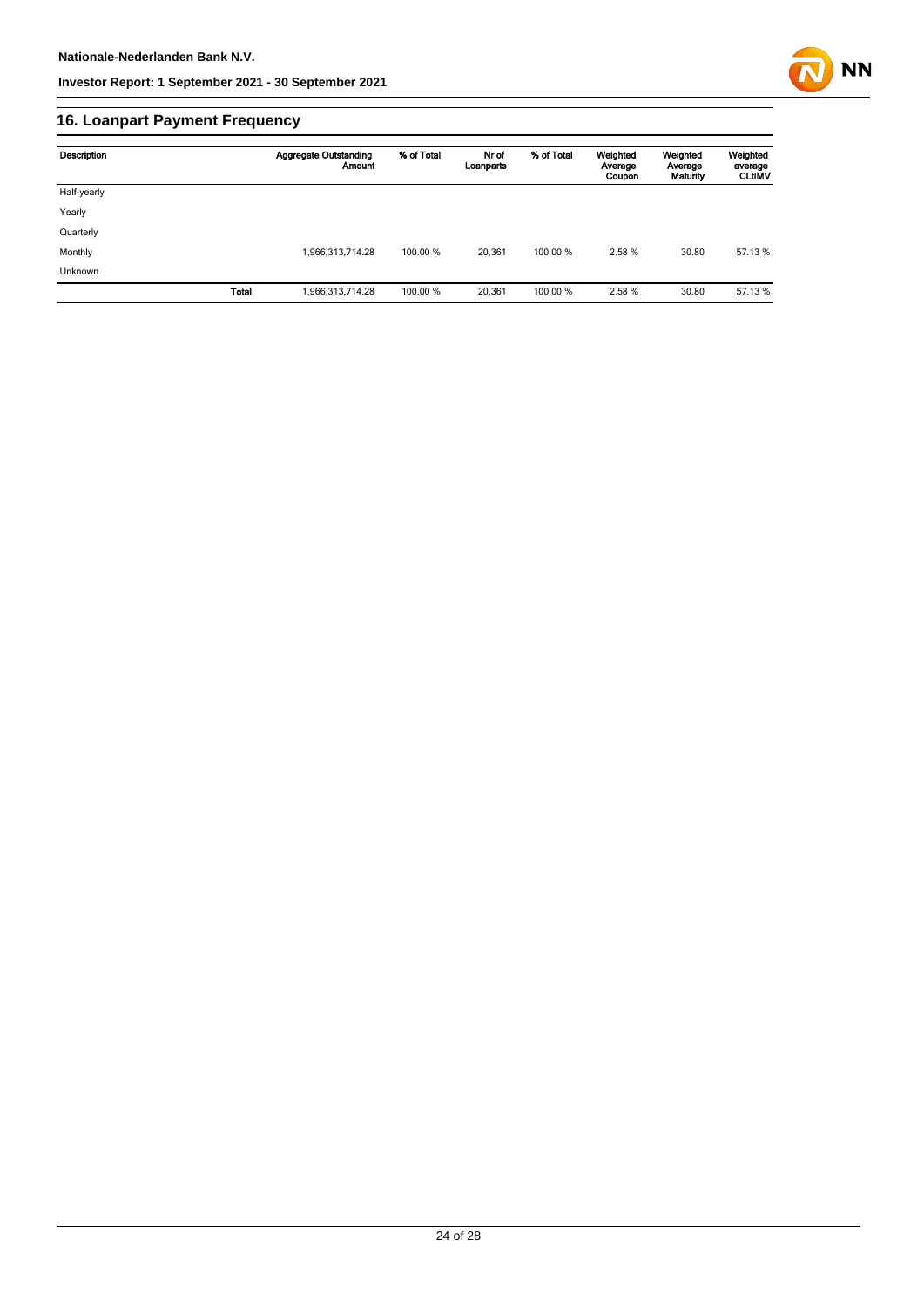## 16. Loanpart Payment Frequency

| Description | | Aggregate Outstanding Amount | % of Total | Nr of Loanparts | % of Total | Weighted Average Coupon | Weighted Average Maturity | Weighted average CLtIMV |
|---|---|---|---|---|---|---|---|---|
| Half-yearly | | | | | | | | |
| Yearly | | | | | | | | |
| Quarterly | | | | | | | | |
| Monthly | | 1,966,313,714.28 | 100.00 % | 20,361 | 100.00 % | 2.58 % | 30.80 | 57.13 % |
| Unknown | | | | | | | | |
| | **Total** | 1,966,313,714.28 | 100.00 % | 20,361 | 100.00 % | 2.58 % | 30.80 | 57.13 % |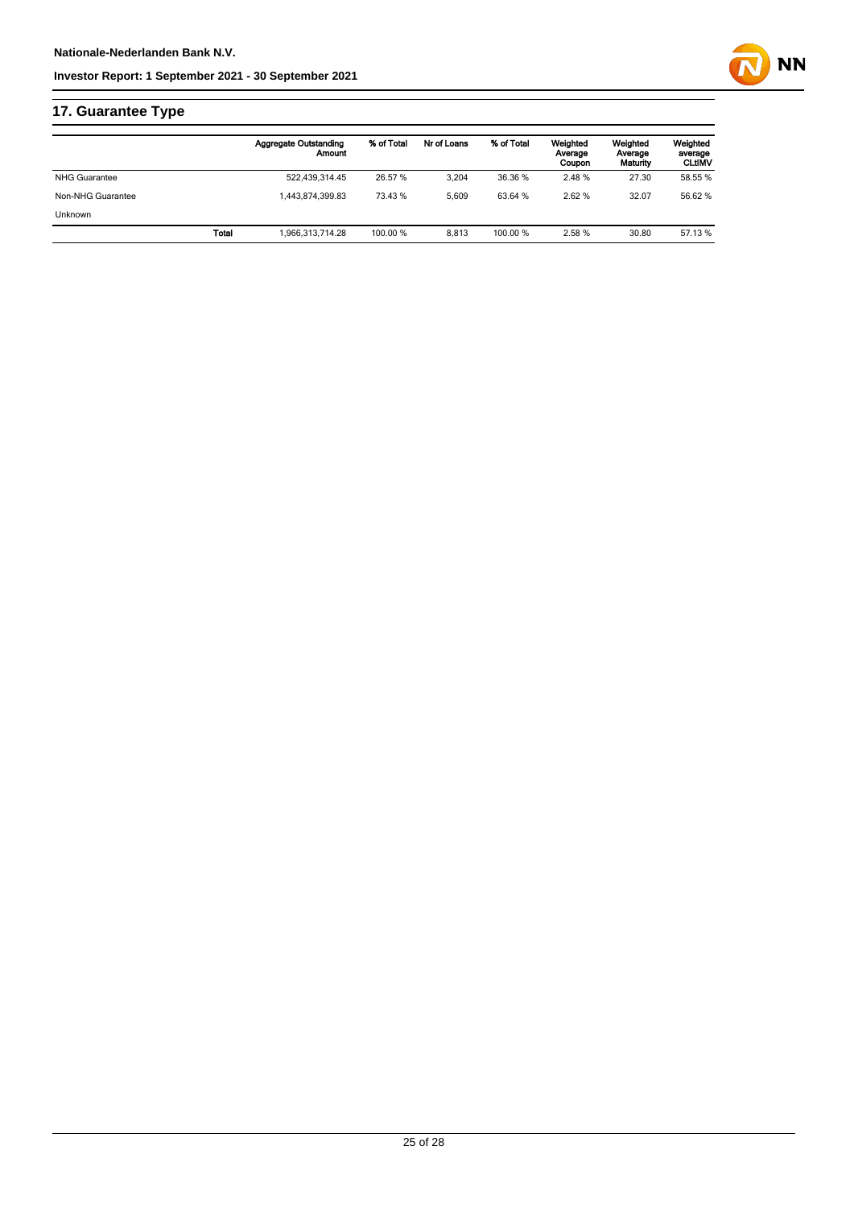## 17. Guarantee Type

| | Aggregate Outstanding Amount | % of Total | Nr of Loans | % of Total | Weighted Average Coupon | Weighted Average Maturity | Weighted average CLtIMV |
|---|---|---|---|---|---|---|---|
| NHG Guarantee | 522,439,314.45 | 26.57 % | 3,204 | 36.36 % | 2.48 % | 27.30 | 58.55 % |
| Non-NHG Guarantee | 1,443,874,399.83 | 73.43 % | 5,609 | 63.64 % | 2.62 % | 32.07 | 56.62 % |
| Unknown | | | | | | | |
| **Total** | 1,966,313,714.28 | 100.00 % | 8,813 | 100.00 % | 2.58 % | 30.80 | 57.13 % |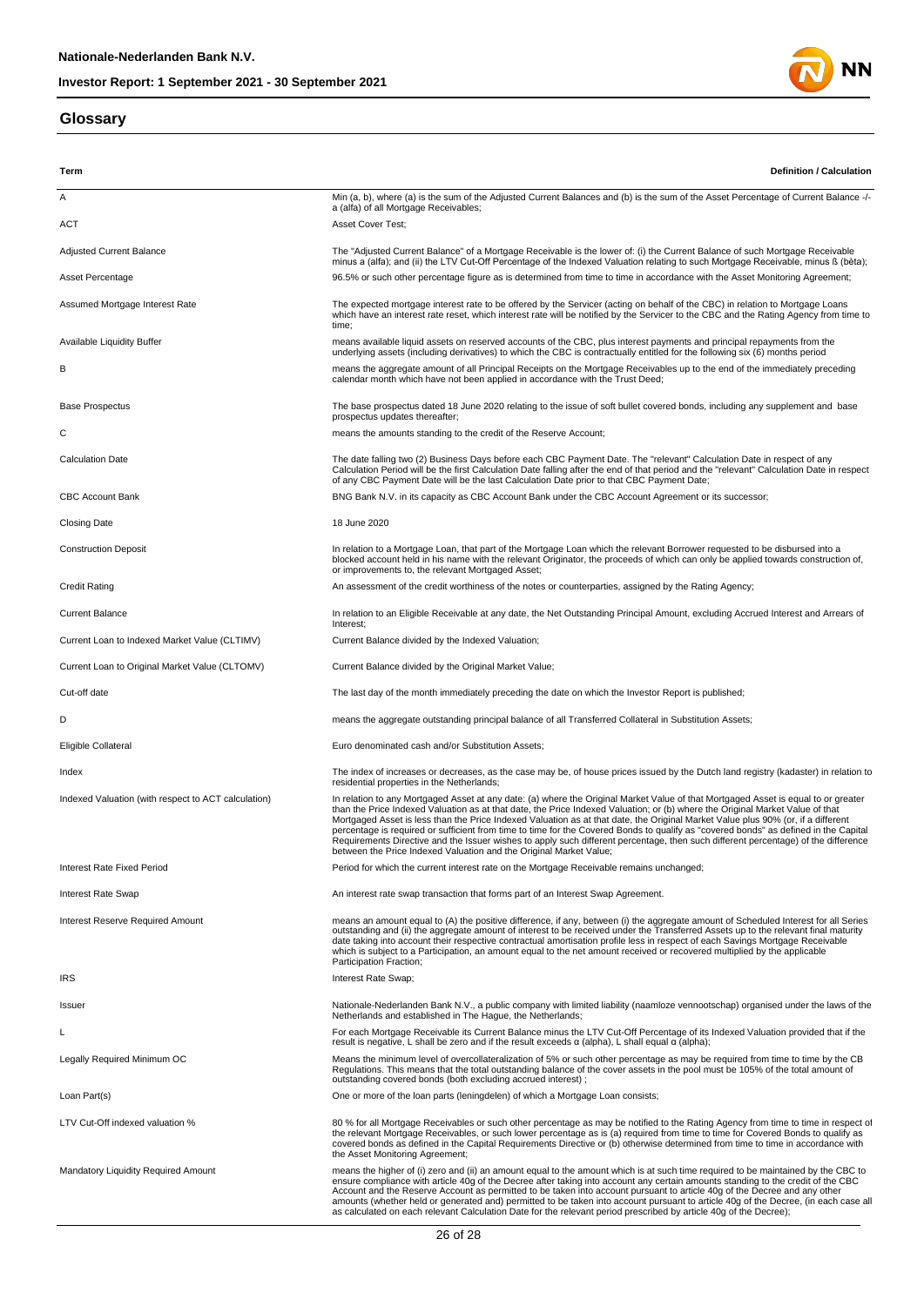## Glossary

| Term | Definition / Calculation |
| --- | --- |
| A | Min (a, b), where (a) is the sum of the Adjusted Current Balances and (b) is the sum of the Asset Percentage of Current Balance -/- a (alfa) of all Mortgage Receivables; |
| ACT | Asset Cover Test; |
| Adjusted Current Balance | The "Adjusted Current Balance" of a Mortgage Receivable is the lower of: (i) the Current Balance of such Mortgage Receivable minus a (alfa); and (ii) the LTV Cut-Off Percentage of the Indexed Valuation relating to such Mortgage Receivable, minus ß (bèta); |
| Asset Percentage | 96.5% or such other percentage figure as is determined from time to time in accordance with the Asset Monitoring Agreement; |
| Assumed Mortgage Interest Rate | The expected mortgage interest rate to be offered by the Servicer (acting on behalf of the CBC) in relation to Mortgage Loans which have an interest rate reset, which interest rate will be notified by the Servicer to the CBC and the Rating Agency from time to time; |
| Available Liquidity Buffer | means available liquid assets on reserved accounts of the CBC, plus interest payments and principal repayments from the underlying assets (including derivatives) to which the CBC is contractually entitled for the following six (6) months period |
| B | means the aggregate amount of all Principal Receipts on the Mortgage Receivables up to the end of the immediately preceding calendar month which have not been applied in accordance with the Trust Deed; |
| Base Prospectus | The base prospectus dated 18 June 2020 relating to the issue of soft bullet covered bonds, including any supplement and base prospectus updates thereafter; |
| C | means the amounts standing to the credit of the Reserve Account; |
| Calculation Date | The date falling two (2) Business Days before each CBC Payment Date. The "relevant" Calculation Date in respect of any Calculation Period will be the first Calculation Date falling after the end of that period and the "relevant" Calculation Date in respect of any CBC Payment Date will be the last Calculation Date prior to that CBC Payment Date; |
| CBC Account Bank | BNG Bank N.V. in its capacity as CBC Account Bank under the CBC Account Agreement or its successor; |
| Closing Date | 18 June 2020 |
| Construction Deposit | In relation to a Mortgage Loan, that part of the Mortgage Loan which the relevant Borrower requested to be disbursed into a blocked account held in his name with the relevant Originator, the proceeds of which can only be applied towards construction of, or improvements to, the relevant Mortgaged Asset; |
| Credit Rating | An assessment of the credit worthiness of the notes or counterparties, assigned by the Rating Agency; |
| Current Balance | In relation to an Eligible Receivable at any date, the Net Outstanding Principal Amount, excluding Accrued Interest and Arrears of Interest; |
| Current Loan to Indexed Market Value (CLTIMV) | Current Balance divided by the Indexed Valuation; |
| Current Loan to Original Market Value (CLTOMV) | Current Balance divided by the Original Market Value; |
| Cut-off date | The last day of the month immediately preceding the date on which the Investor Report is published; |
| D | means the aggregate outstanding principal balance of all Transferred Collateral in Substitution Assets; |
| Eligible Collateral | Euro denominated cash and/or Substitution Assets; |
| Index | The index of increases or decreases, as the case may be, of house prices issued by the Dutch land registry (kadaster) in relation to residential properties in the Netherlands; |
| Indexed Valuation (with respect to ACT calculation) | In relation to any Mortgaged Asset at any date: (a) where the Original Market Value of that Mortgaged Asset is equal to or greater than the Price Indexed Valuation as at that date, the Price Indexed Valuation; or (b) where the Original Market Value of that Mortgaged Asset is less than the Price Indexed Valuation as at that date, the Original Market Value plus 90% (or, if a different percentage is required or sufficient from time to time for the Covered Bonds to qualify as "covered bonds" as defined in the Capital Requirements Directive and the Issuer wishes to apply such different percentage, then such different percentage) of the difference between the Price Indexed Valuation and the Original Market Value; |
| Interest Rate Fixed Period | Period for which the current interest rate on the Mortgage Receivable remains unchanged; |
| Interest Rate Swap | An interest rate swap transaction that forms part of an Interest Swap Agreement. |
| Interest Reserve Required Amount | means an amount equal to (A) the positive difference, if any, between (i) the aggregate amount of Scheduled Interest for all Series outstanding and (ii) the aggregate amount of interest to be received under the Transferred Assets up to the relevant final maturity date taking into account their respective contractual amortisation profile less in respect of each Savings Mortgage Receivable which is subject to a Participation, an amount equal to the net amount received or recovered multiplied by the applicable Participation Fraction; |
| IRS | Interest Rate Swap; |
| Issuer | Nationale-Nederlanden Bank N.V., a public company with limited liability (naamloze vennootschap) organised under the laws of the Netherlands and established in The Hague, the Netherlands; |
| L | For each Mortgage Receivable its Current Balance minus the LTV Cut-Off Percentage of its Indexed Valuation provided that if the result is negative, L shall be zero and if the result exceeds α (alpha), L shall equal α (alpha); |
| Legally Required Minimum OC | Means the minimum level of overcollateralization of 5% or such other percentage as may be required from time to time by the CB Regulations. This means that the total outstanding balance of the cover assets in the pool must be 105% of the total amount of outstanding covered bonds (both excluding accrued interest) ; |
| Loan Part(s) | One or more of the loan parts (leningdelen) of which a Mortgage Loan consists; |
| LTV Cut-Off indexed valuation % | 80 % for all Mortgage Receivables or such other percentage as may be notified to the Rating Agency from time to time in respect of the relevant Mortgage Receivables, or such lower percentage as is (a) required from time to time for Covered Bonds to qualify as covered bonds as defined in the Capital Requirements Directive or (b) otherwise determined from time to time in accordance with the Asset Monitoring Agreement; |
| Mandatory Liquidity Required Amount | means the higher of (i) zero and (ii) an amount equal to the amount which is at such time required to be maintained by the CBC to ensure compliance with article 40g of the Decree after taking into account any certain amounts standing to the credit of the CBC Account and the Reserve Account as permitted to be taken into account pursuant to article 40g of the Decree and any other amounts (whether held or generated and) permitted to be taken into account pursuant to article 40g of the Decree, (in each case all as calculated on each relevant Calculation Date for the relevant period prescribed by article 40g of the Decree); |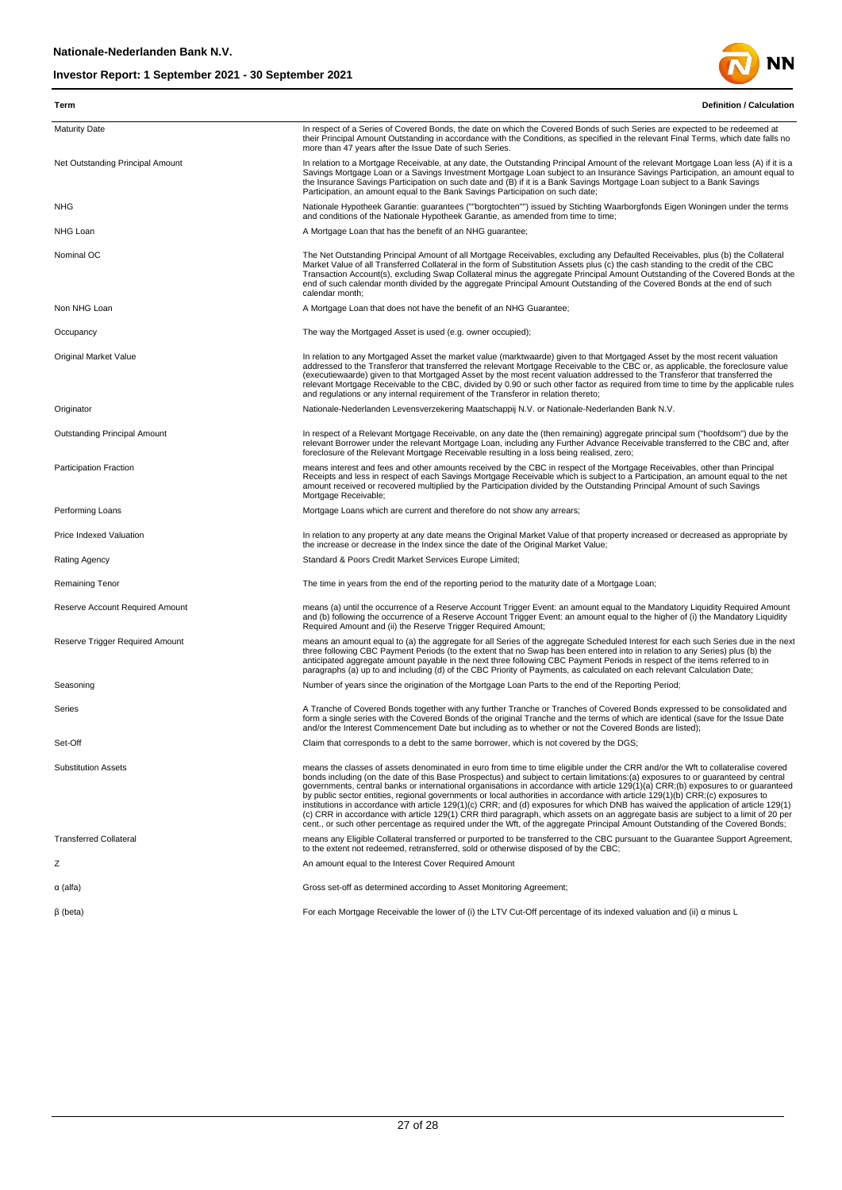| Term | Definition / Calculation |
| --- | --- |
| Maturity Date | In respect of a Series of Covered Bonds, the date on which the Covered Bonds of such Series are expected to be redeemed at their Principal Amount Outstanding in accordance with the Conditions, as specified in the relevant Final Terms, which date falls no more than 47 years after the Issue Date of such Series. |
| Net Outstanding Principal Amount | In relation to a Mortgage Receivable, at any date, the Outstanding Principal Amount of the relevant Mortgage Loan less (A) if it is a Savings Mortgage Loan or a Savings Investment Mortgage Loan subject to an Insurance Savings Participation, an amount equal to the Insurance Savings Participation on such date and (B) if it is a Bank Savings Mortgage Loan subject to a Bank Savings Participation, an amount equal to the Bank Savings Participation on such date; |
| NHG | Nationale Hypotheek Garantie: guarantees (""borgtochten"") issued by Stichting Waarborgfonds Eigen Woningen under the terms and conditions of the Nationale Hypotheek Garantie, as amended from time to time; |
| NHG Loan | A Mortgage Loan that has the benefit of an NHG guarantee; |
| Nominal OC | The Net Outstanding Principal Amount of all Mortgage Receivables, excluding any Defaulted Receivables, plus (b) the Collateral Market Value of all Transferred Collateral in the form of Substitution Assets plus (c) the cash standing to the credit of the CBC Transaction Account(s), excluding Swap Collateral minus the aggregate Principal Amount Outstanding of the Covered Bonds at the end of such calendar month divided by the aggregate Principal Amount Outstanding of the Covered Bonds at the end of such calendar month; |
| Non NHG Loan | A Mortgage Loan that does not have the benefit of an NHG Guarantee; |
| Occupancy | The way the Mortgaged Asset is used (e.g. owner occupied); |
| Original Market Value | In relation to any Mortgaged Asset the market value (marktwaarde) given to that Mortgaged Asset by the most recent valuation addressed to the Transferor that transferred the relevant Mortgage Receivable to the CBC or, as applicable, the foreclosure value (executiewaarde) given to that Mortgaged Asset by the most recent valuation addressed to the Transferor that transferred the relevant Mortgage Receivable to the CBC, divided by 0.90 or such other factor as required from time to time by the applicable rules and regulations or any internal requirement of the Transferor in relation thereto; |
| Originator | Nationale-Nederlanden Levensverzekering Maatschappij N.V. or Nationale-Nederlanden Bank N.V. |
| Outstanding Principal Amount | In respect of a Relevant Mortgage Receivable, on any date the (then remaining) aggregate principal sum ("hoofdsom") due by the relevant Borrower under the relevant Mortgage Loan, including any Further Advance Receivable transferred to the CBC and, after foreclosure of the Relevant Mortgage Receivable resulting in a loss being realised, zero; |
| Participation Fraction | means interest and fees and other amounts received by the CBC in respect of the Mortgage Receivables, other than Principal Receipts and less in respect of each Savings Mortgage Receivable which is subject to a Participation, an amount equal to the net amount received or recovered multiplied by the Participation divided by the Outstanding Principal Amount of such Savings Mortgage Receivable; |
| Performing Loans | Mortgage Loans which are current and therefore do not show any arrears; |
| Price Indexed Valuation | In relation to any property at any date means the Original Market Value of that property increased or decreased as appropriate by the increase or decrease in the Index since the date of the Original Market Value; |
| Rating Agency | Standard & Poors Credit Market Services Europe Limited; |
| Remaining Tenor | The time in years from the end of the reporting period to the maturity date of a Mortgage Loan; |
| Reserve Account Required Amount | means (a) until the occurrence of a Reserve Account Trigger Event: an amount equal to the Mandatory Liquidity Required Amount and (b) following the occurrence of a Reserve Account Trigger Event: an amount equal to the higher of (i) the Mandatory Liquidity Required Amount and (ii) the Reserve Trigger Required Amount; |
| Reserve Trigger Required Amount | means an amount equal to (a) the aggregate for all Series of the aggregate Scheduled Interest for each such Series due in the next three following CBC Payment Periods (to the extent that no Swap has been entered into in relation to any Series) plus (b) the anticipated aggregate amount payable in the next three following CBC Payment Periods in respect of the items referred to in paragraphs (a) up to and including (d) of the CBC Priority of Payments, as calculated on each relevant Calculation Date; |
| Seasoning | Number of years since the origination of the Mortgage Loan Parts to the end of the Reporting Period; |
| Series | A Tranche of Covered Bonds together with any further Tranche or Tranches of Covered Bonds expressed to be consolidated and form a single series with the Covered Bonds of the original Tranche and the terms of which are identical (save for the Issue Date and/or the Interest Commencement Date but including as to whether or not the Covered Bonds are listed); |
| Set-Off | Claim that corresponds to a debt to the same borrower, which is not covered by the DGS; |
| Substitution Assets | means the classes of assets denominated in euro from time to time eligible under the CRR and/or the Wft to collateralise covered bonds including (on the date of this Base Prospectus) and subject to certain limitations:(a) exposures to or guaranteed by central governments, central banks or international organisations in accordance with article 129(1)(a) CRR;(b) exposures to or guaranteed by public sector entities, regional governments or local authorities in accordance with article 129(1)(b) CRR;(c) exposures to institutions in accordance with article 129(1)(c) CRR; and (d) exposures for which DNB has waived the application of article 129(1)(c) CRR in accordance with article 129(1) CRR third paragraph, which assets on an aggregate basis are subject to a limit of 20 per cent., or such other percentage as required under the Wft, of the aggregate Principal Amount Outstanding of the Covered Bonds; |
| Transferred Collateral | means any Eligible Collateral transferred or purported to be transferred to the CBC pursuant to the Guarantee Support Agreement, to the extent not redeemed, retransferred, sold or otherwise disposed of by the CBC; |
| Z | An amount equal to the Interest Cover Required Amount |
| α (alfa) | Gross set-off as determined according to Asset Monitoring Agreement; |
| β (beta) | For each Mortgage Receivable the lower of (i) the LTV Cut-Off percentage of its indexed valuation and (ii) α minus L |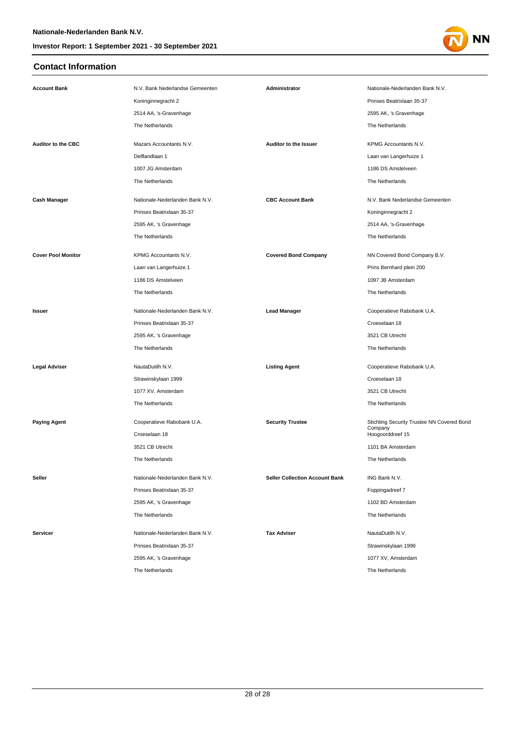## Contact Information

| | | | |
|---|---|---|---|
| **Account Bank** | N.V. Bank Nederlandse Gemeenten<br>Koninginnegracht 2<br>2514 AA, 's-Gravenhage<br>The Netherlands | **Administrator** | Nationale-Nederlanden Bank N.V.<br>Prinses Beatrixlaan 35-37<br>2595 AK, 's Gravenhage<br>The Netherlands |
| **Auditor to the CBC** | Mazars Accountants N.V.<br>Delflandlaan 1<br>1007 JG Amsterdam<br>The Netherlands | **Auditor to the Issuer** | KPMG Accountants N.V.<br>Laan van Langerhuize 1<br>1186 DS Amstelveen<br>The Netherlands |
| **Cash Manager** | Nationale-Nederlanden Bank N.V.<br>Prinses Beatrixlaan 35-37<br>2595 AK, 's Gravenhage<br>The Netherlands | **CBC Account Bank** | N.V. Bank Nederlandse Gemeenten<br>Koninginnegracht 2<br>2514 AA, 's-Gravenhage<br>The Netherlands |
| **Cover Pool Monitor** | KPMG Accountants N.V.<br>Laan van Langerhuize 1<br>1186 DS Amstelveen<br>The Netherlands | **Covered Bond Company** | NN Covered Bond Company B.V.<br>Prins Bernhard plein 200<br>1097 JB Amsterdam<br>The Netherlands |
| **Issuer** | Nationale-Nederlanden Bank N.V.<br>Prinses Beatrixlaan 35-37<br>2595 AK, 's Gravenhage<br>The Netherlands | **Lead Manager** | Cooperatieve Rabobank U.A.<br>Croeselaan 18<br>3521 CB Utrecht<br>The Netherlands |
| **Legal Adviser** | NautaDutilh N.V.<br>Strawinskylaan 1999<br>1077 XV, Amsterdam<br>The Netherlands | **Listing Agent** | Cooperatieve Rabobank U.A.<br>Croeselaan 18<br>3521 CB Utrecht<br>The Netherlands |
| **Paying Agent** | Cooperatieve Rabobank U.A.<br>Croeselaan 18<br>3521 CB Utrecht<br>The Netherlands | **Security Trustee** | Stichting Security Trustee NN Covered Bond Company<br>Hoogoorddreef 15<br>1101 BA Amsterdam<br>The Netherlands |
| **Seller** | Nationale-Nederlanden Bank N.V.<br>Prinses Beatrixlaan 35-37<br>2595 AK, 's Gravenhage<br>The Netherlands | **Seller Collection Account Bank** | ING Bank N.V.<br>Foppingadreef 7<br>1102 BD Amsterdam<br>The Netherlands |
| **Servicer** | Nationale-Nederlanden Bank N.V.<br>Prinses Beatrixlaan 35-37<br>2595 AK, 's Gravenhage<br>The Netherlands | **Tax Adviser** | NautaDutilh N.V.<br>Strawinskylaan 1999<br>1077 XV, Amsterdam<br>The Netherlands |